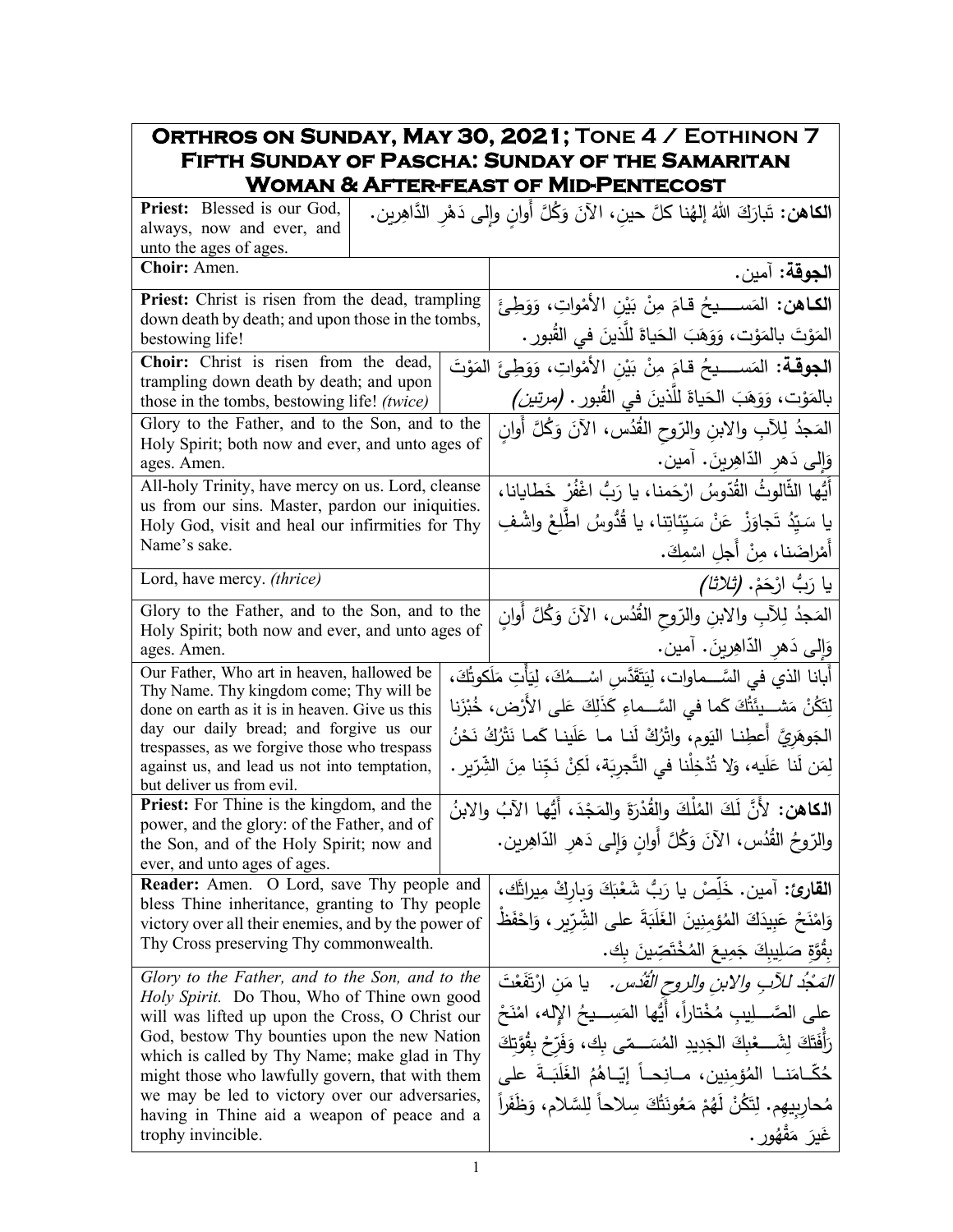# Orthros on Sunday, May 30, 2021; Tone 4 / Eothinon 7
## Fifth Sunday of Pascha: Sunday of the Samaritan Woman & After-feast of Mid-Pentecost

| English | Arabic |
|---|---|
| **Priest:** Blessed is our God, always, now and ever, and unto the ages of ages. | **الكاهن:** تَبارَكَ اللهُ إلهُنا كلَّ حينٍ، الآنَ وَكُلَّ أَوانٍ وإلى دَهْرِ الدَّاهِرين. |
| **Choir:** Amen. | **الجوقة:** آمين. |
| **Priest:** Christ is risen from the dead, trampling down death by death; and upon those in the tombs, bestowing life! | **الكاهن:** المَسيحُ قامَ مِنْ بَيْنِ الأَمْواتِ، وَوَطِئَ المَوْتَ بالمَوْت، وَوَهَبَ الحَياةَ للَّذينَ في القُبور. |
| **Choir:** Christ is risen from the dead, trampling down death by death; and upon those in the tombs, bestowing life! *(twice)* | **الجوقة:** المَسيحُ قامَ مِنْ بَيْنِ الأَمْواتِ، وَوَطِئَ المَوْتَ بالمَوْت، وَوَهَبَ الحَياةَ للَّذينَ في القُبور. *(مرتين)* |
| Glory to the Father, and to the Son, and to the Holy Spirit; both now and ever, and unto ages of ages. Amen. | المَجدُ لِلآبِ والابنِ والرّوحِ القُدُس، الآنَ وَكُلَّ أَوانٍ وَإِلى دَهرِ الدّاهِرينَ. آمين. |
| All-holy Trinity, have mercy on us. Lord, cleanse us from our sins. Master, pardon our iniquities. Holy God, visit and heal our infirmities for Thy Name's sake. | أَيُّها الثّالوثُ القُدّوسُ ارْحَمنا، يا رَبُّ اغْفُرْ خَطايانا، يا سَيِّدُ تَجاوَزْ عَنْ سَيِّئاتِنا، يا قُدُّوسُ اطَّلِعْ واشْفِ أَمْراضَنا، مِنْ أَجلِ اسْمِكَ. |
| Lord, have mercy. *(thrice)* | يا رَبُّ ارْحَمْ. *(ثلاثاً)* |
| Glory to the Father, and to the Son, and to the Holy Spirit; both now and ever, and unto ages of ages. Amen. | المَجدُ لِلآبِ والابنِ والرّوحِ القُدُس، الآنَ وَكُلَّ أَوانٍ وَإِلى دَهرِ الدّاهِرينَ. آمين. |
| Our Father, Who art in heaven, hallowed be Thy Name. Thy kingdom come; Thy will be done on earth as it is in heaven. Give us this day our daily bread; and forgive us our trespasses, as we forgive those who trespass against us, and lead us not into temptation, but deliver us from evil. | أَبانا الذي في السَّماوات، لِيَتَقَدَّسِ اسْمُكَ، لِيَأْتِ مَلَكوتُكَ، لِتَكُنْ مَشيئَتُكَ كَما في السَّماءِ كَذَلِكَ عَلى الأَرْض، خُبْزَنا الجَوهَرِيَّ أَعطِنا اليَوم، واتْرُكْ لَنا ما عَلَينا كَما نَتْرُكُ نَحْنُ لِمَن لَنا عَلَيه، وَلا تُدْخِلْنا في التَّجرِبَة، لَكِنْ نَجِّنا مِنَ الشِّرّير. |
| **Priest:** For Thine is the kingdom, and the power, and the glory: of the Father, and of the Son, and of the Holy Spirit; now and ever, and unto ages of ages. | **الكاهن:** لأَنَّ لَكَ المُلْكَ والقُدْرَةَ والمَجْدَ، أَيُّها الآبُ والابنُ والرّوحُ القُدُس، الآنَ وَكُلَّ أَوانٍ وَإِلى دَهرِ الدّاهِرين. |
| **Reader:** Amen. O Lord, save Thy people and bless Thine inheritance, granting to Thy people victory over all their enemies, and by the power of Thy Cross preserving Thy commonwealth. | **القارئ:** آمين. خَلِّصْ يا رَبُّ شَعْبَكَ وَبارِكْ مِيراثَك، وَامْنَحْ عَبِيدَكَ المُؤمِنِينَ الغَلَبَةَ على الشِّرّير، وَاحْفَظْ بِقُوَّةِ صَليبِكَ جَمِيعَ المُخْتَصِّينَ بِك. |
| *Glory to the Father, and to the Son, and to the Holy Spirit.* Do Thou, Who of Thine own good will was lifted up upon the Cross, O Christ our God, bestow Thy bounties upon the new Nation which is called by Thy Name; make glad in Thy might those who lawfully govern, that with them we may be led to victory over our adversaries, having in Thine aid a weapon of peace and a trophy invincible. | *المَجْدُ للآبِ والابنِ والروحِ القُدُس.* يا مَن ارْتَفَعْتَ على الصَّليبِ مُخْتاراً، أَيُّها المَسيحُ الإله، امْنَحْ رَأْفَتَكَ لِشَعْبِكَ الجَدِيدِ المُسَمّى بِك، وَفَرِّحْ بِقُوَّتِكَ حُكّامَنا المُؤمِنين، مانِحاً إيّاهُمُ الغَلَبَةَ على مُحارِبِيهِم. لِتَكُنْ لَهُمْ مَعُونَتُكَ سِلاحاً لِلسَّلام، وَظَفَراً غَيرَ مَقْهُور. |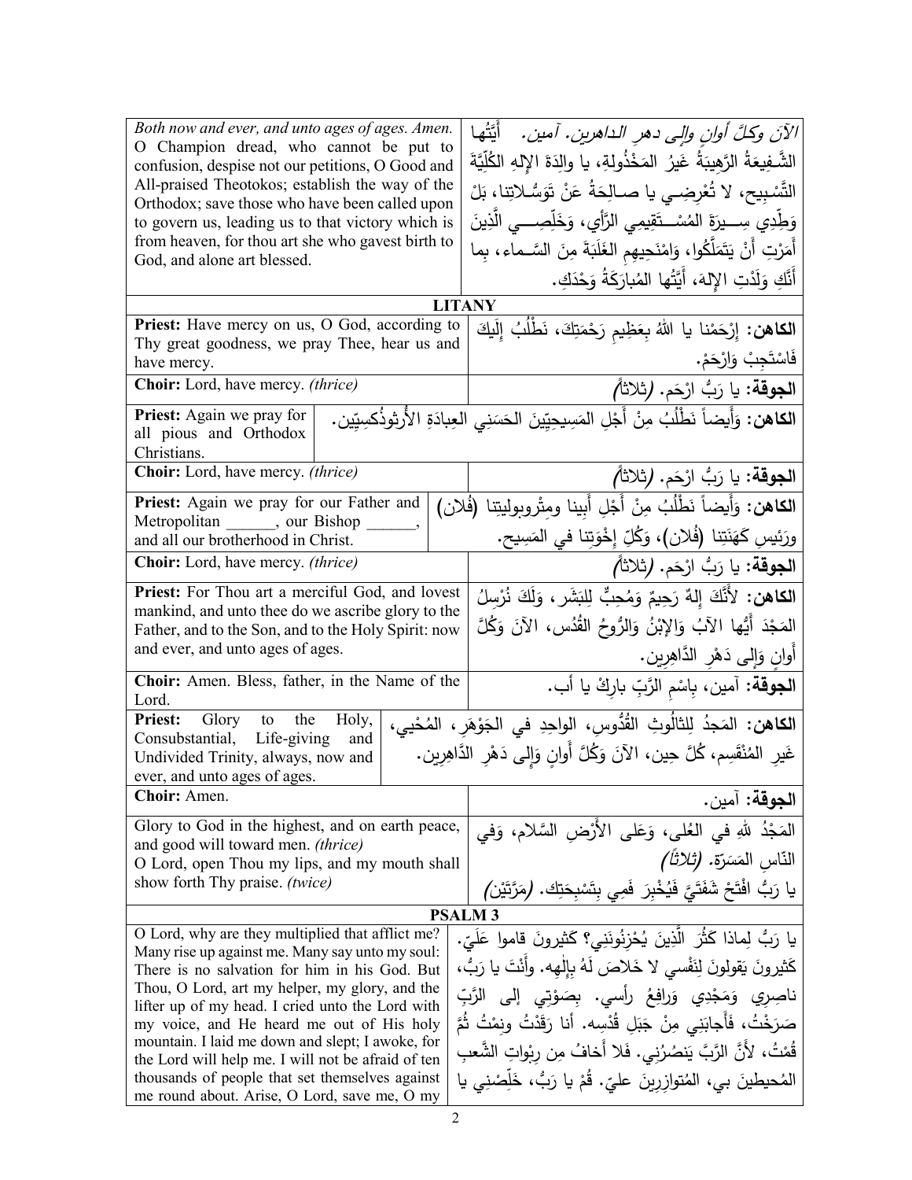| | |
|---|---|
| *Both now and ever, and unto ages of ages. Amen.* O Champion dread, who cannot be put to confusion, despise not our petitions, O Good and All-praised Theotokos; establish the way of the Orthodox; save those who have been called upon to govern us, leading us to that victory which is from heaven, for thou art she who gavest birth to God, and alone art blessed. | *الآنَ وكلَّ أوانٍ وإلى دهرِ الداهرين. آمين.* أَيَّتُها الشَّفيعَةُ الرَّهِيبَةُ غَيرُ المَخْذُولةِ، يا والِدَةَ الإِلهِ الكُلِّيَّةَ التَّسْبِيح، لا تُعْرِضِي يا صالِحَةُ عَنْ تَوَسُّلاتِنا، بَلْ وَطِّدِي سِيرَةَ المُسْتَقِيمِي الرَّأْيِ، وَخَلِّصِي الَّذِينَ أَمَرْتِ أَنْ يَتَمَلَّكُوا، وَامْنَحِيهِم الغَلَبَةَ مِنَ السَّماء، بِما أَنَّكِ وَلَدْتِ الإِلهَ، أَيَّتُها المُبارَكَةُ وَحْدَكِ. |

## LITANY

| | |
|---|---|
| **Priest:** Have mercy on us, O God, according to Thy great goodness, we pray Thee, hear us and have mercy. | **الكاهن:** إِرْحَمْنا يا اللهُ بِعَظِيمِ رَحْمَتِكَ، نَطْلُبُ إِلَيكَ فَاسْتَجِبْ وَارْحَمْ. |
| **Choir:** Lord, have mercy. *(thrice)* | **الجوقة:** يا رَبُّ ارْحَم. *(ثلاثاً)* |
| **Priest:** Again we pray for all pious and Orthodox Christians. | **الكاهن:** وَأَيضاً نَطْلُبُ مِنْ أَجْلِ المَسِيحِيِّينَ الحَسَنِي العِبادَةِ الأُرثوذُكسِيِّين. |
| **Choir:** Lord, have mercy. *(thrice)* | **الجوقة:** يا رَبُّ ارْحَم. *(ثلاثاً)* |
| **Priest:** Again we pray for our Father and Metropolitan ______, our Bishop ______, and all our brotherhood in Christ. | **الكاهن:** وَأَيضاً نَطْلُبُ مِنْ أَجْلِ أَبِينا ومِتْروبوليتِنا (فُلان) ورَئِيسِ كَهَنَتِنا (فُلان)، وَكُلِّ إِخْوَتِنا في المَسِيح. |
| **Choir:** Lord, have mercy. *(thrice)* | **الجوقة:** يا رَبُّ ارْحَم. *(ثلاثاً)* |
| **Priest:** For Thou art a merciful God, and lovest mankind, and unto thee do we ascribe glory to the Father, and to the Son, and to the Holy Spirit: now and ever, and unto ages of ages. | **الكاهن:** لأَنَّكَ إِلهٌ رَحِيمٌ وَمُحِبٌّ لِلبَشَر، وَلَكَ نُرسِلُ المَجْدَ أَيُّها الآبُ وَالإِبْنُ وَالرُّوحُ القُدُس، الآنَ وَكُلَّ أَوانٍ وَإِلى دَهْرِ الدَّاهِرِين. |
| **Choir:** Amen. Bless, father, in the Name of the Lord. | **الجوقة:** آمين، بِاسْمِ الرَّبِّ بارِكْ يا أب. |
| **Priest:** Glory to the Holy, Consubstantial, Life-giving and Undivided Trinity, always, now and ever, and unto ages of ages. | **الكاهن:** المَجدُ لِلثالُوثِ القُدُّوسِ، الواحِدِ في الجَوْهَرِ، المُحْيي، غَيرِ المُنْقَسِم، كُلَّ حِين، الآنَ وَكُلَّ أَوانٍ وَإِلى دَهْرِ الدَّاهِرِين. |
| **Choir:** Amen. | **الجوقة:** آمين. |
| Glory to God in the highest, and on earth peace, and good will toward men. *(thrice)* O Lord, open Thou my lips, and my mouth shall show forth Thy praise. *(twice)* | المَجْدُ للهِ في العُلى، وَعَلى الأَرْضِ السَّلام، وَفي النّاسِ المَسَرَّة. *(ثلاثاً)* يا رَبُّ افْتَحْ شَفَتَيَّ فَيُخْبِرَ فَمِي بِتَسْبِحَتِك. *(مَرَّتَيْن)* |

## PSALM 3

| | |
|---|---|
| O Lord, why are they multiplied that afflict me? Many rise up against me. Many say unto my soul: There is no salvation for him in his God. But Thou, O Lord, art my helper, my glory, and the lifter up of my head. I cried unto the Lord with my voice, and He heard me out of His holy mountain. I laid me down and slept; I awoke, for the Lord will help me. I will not be afraid of ten thousands of people that set themselves against me round about. Arise, O Lord, save me, O my | يا رَبُّ لِماذا كَثُرَ الَّذِينَ يُحْزِنُونَنِي؟ كَثيرونَ قاموا عَلَيّ. كَثيرونَ يَقولونَ لِنَفْسي لا خَلاصَ لَهُ بِإِلهِه. وأَنْتَ يا رَبُّ، ناصِرِي وَمَجْدِي وَرافِعُ رأسي. بِصَوْتِي إِلى الرَّبِّ صَرَخْتُ، فَأَجابَنِي مِنْ جَبَلِ قُدْسِه. أنا رَقَدْتُ ونِمْتُ ثُمَّ قُمْتُ، لأَنَّ الرَّبَّ يَنصُرُني. فَلا أَخافُ مِن رِبْواتِ الشَّعبِ المُحيطينَ بي، المُتوازِرِينَ عليّ. قُمْ يا رَبُّ، خَلِّصْني يا |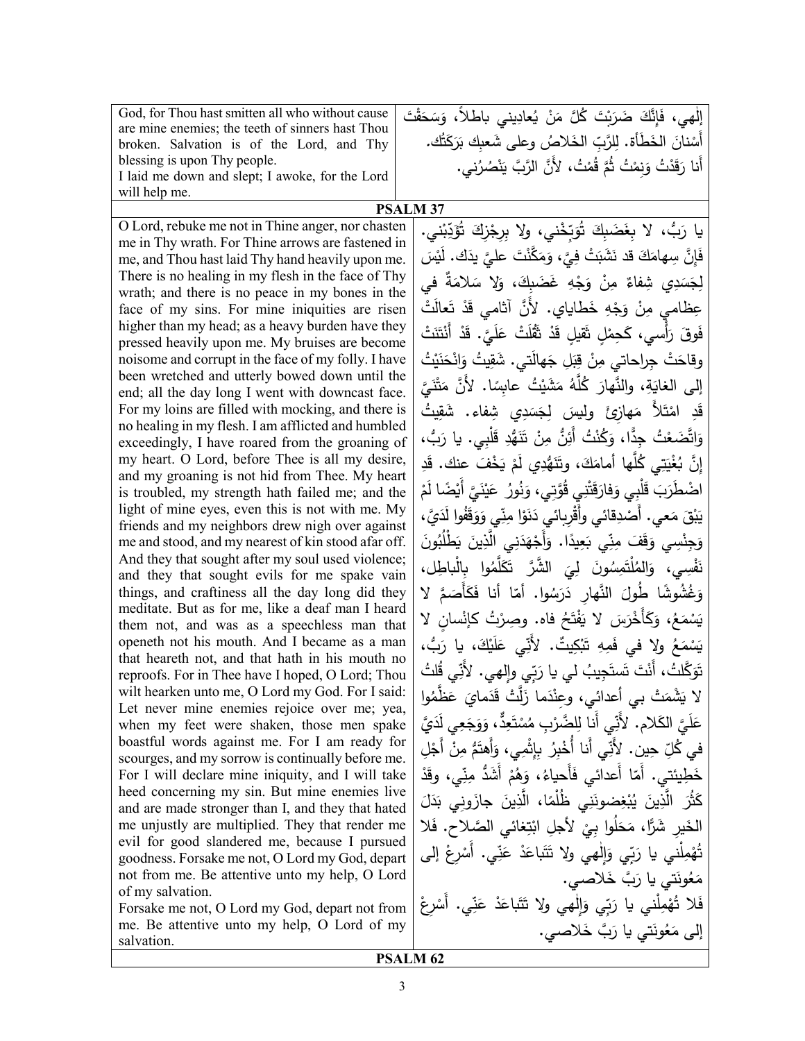| | |
|---|---|
| God, for Thou hast smitten all who without cause are mine enemies; the teeth of sinners hast Thou broken. Salvation is of the Lord, and Thy blessing is upon Thy people.<br>I laid me down and slept; I awoke, for the Lord will help me. | إلٰهي، فَإنَّكَ ضَرَبْتَ كُلَّ مَنْ يُعادِيني باطلاً، وَسَحَقْتَ أَسْنانَ الخَطَأة. لِلرَّبِّ الخَلاصُ وعلى شَعبِكَ بَرَكَتُك.<br>أنا رَقَدْتُ وَنِمْتُ ثُمَّ قُمْتُ، لأنَّ الرَّبَّ يَنْصُرُني. |

## PSALM 37

| | |
|---|---|
| O Lord, rebuke me not in Thine anger, nor chasten me in Thy wrath. For Thine arrows are fastened in me, and Thou hast laid Thy hand heavily upon me. There is no healing in my flesh in the face of Thy wrath; and there is no peace in my bones in the face of my sins. For mine iniquities are risen higher than my head; as a heavy burden have they pressed heavily upon me. My bruises are become noisome and corrupt in the face of my folly. I have been wretched and utterly bowed down until the end; all the day long I went with downcast face. For my loins are filled with mocking, and there is no healing in my flesh. I am afflicted and humbled exceedingly, I have roared from the groaning of my heart. O Lord, before Thee is all my desire, and my groaning is not hid from Thee. My heart is troubled, my strength hath failed me; and the light of mine eyes, even this is not with me. My friends and my neighbors drew nigh over against me and stood, and my nearest of kin stood afar off. And they that sought after my soul used violence; and they that sought evils for me spake vain things, and craftiness all the day long did they meditate. But as for me, like a deaf man I heard them not, and was as a speechless man that openeth not his mouth. And I became as a man that heareth not, and that hath in his mouth no reproofs. For in Thee have I hoped, O Lord; Thou wilt hearken unto me, O Lord my God. For I said: Let never mine enemies rejoice over me; yea, when my feet were shaken, those men spake boastful words against me. For I am ready for scourges, and my sorrow is continually before me. For I will declare mine iniquity, and I will take heed concerning my sin. But mine enemies live and are made stronger than I, and they that hated me unjustly are multiplied. They that render me evil for good slandered me, because I pursued goodness. Forsake me not, O Lord my God, depart not from me. Be attentive unto my help, O Lord of my salvation.<br>Forsake me not, O Lord my God, depart not from me. Be attentive unto my help, O Lord of my salvation. | يا رَبُّ، لا بِغَضَبِكَ تُوَبِّخْني، ولا بِرِجْزِكَ تُؤَدِّبْني. فَإنَّ سِهامَكَ قد نَشَبَتْ فِيَّ، وَمَكَّنْتَ عليَّ يدَك. لَيْسَ لِجَسَدِي شِفاءٌ مِنْ وَجْهِ غَضَبِكَ، وَلا سَلامَةٌ في عِظامي مِنْ وَجْهِ خَطاياي. لأَنَّ آثامي قَدْ تَعالَتْ فَوقَ رَأْسي، كَحِمْلٍ ثَقيلٍ قَدْ ثَقُلَتْ عَلَيَّ. قَدْ أَنْتَنَتْ وقاحَتْ جِراحاتي مِنْ قِبَلِ جَهالَتي. شَقِيتُ وَانْحَنَيْتُ إلى الغايَةِ، والنَّهارَ كُلَّهُ مَشَيْتُ عابِسًا. لأنَّ مَتْنَيَّ قَدِ امْتَلأَ مَهازِئَ وليسَ لِجَسَدِي شفاء. شَقِيتُ وَاتَّضَعْتُ جِدًّا، وَكُنْتُ أَئِنُّ مِنْ تَنَهُّدِ قَلْبِي. يا رَبُّ، إنَّ بُغْيَتِي كُلَّها أمامَكَ، وتَنَهُّدِي لَمْ يَخْفَ عنك. قَدِ اضْطَرَبَ قَلْبِي وَفارَقَتْنِي قُوَّتِي، وَنُورُ عَيْنَيَّ أَيْضًا لَمْ يَبْقَ مَعي. أَصْدِقائي وأَقْرِبائي دَنَوْا مِنّي وَوَقَفُوا لَدَيَّ، وَجِنْسِي وَقَفَ مِنّي بَعِيدًا. وَأَجْهَدَنِي الَّذِينَ يَطْلُبُونَ نَفْسِي، وَالمُلْتَمِسُونَ لِيَ الشَّرَّ تَكَلَّمُوا بِالْباطِل، وَغُشُوشًا طُولَ النَّهارِ دَرَسُوا. أمّا أنا فَكَأَصَمَّ لا يَسْمَعُ، وَكَأَخْرَسَ لا يَفْتَحُ فاه. وصِرْتُ كإنْسانٍ لا يَسْمَعُ ولا في فَمِهِ تَبْكِيتٌ. لأَنّي عَلَيْكَ، يا رَبُّ، تَوَكَّلتُ، أَنْتَ تَستَجِيبُ لي يا رَبّي وإلٰهي. لأَنّي قُلتُ لا يَشْمَتْ بي أعدائي، وعِنْدَما زَلَّتْ قَدَمايَ عَظَّمُوا عَلَيَّ الكَلام. لأَنّي أَنا لِلضَّرْبِ مُسْتَعِدٌّ، وَوَجَعِي لَدَيَّ في كُلِّ حِين. لأَنّي أَنا أُخْبِرُ بِإِثْمِي، وَأَهتَمُّ مِنْ أَجْلِ خَطِيئتي. أَمّا أَعدائي فَأَحياءُ، وَهُمْ أَشَدُّ مِنّي، وقَدْ كَثُرَ الَّذِينَ يُبْغِضونَنِي ظُلْمًا، الَّذِينَ جازَونِي بَدَلَ الخَيرِ شَرًّا، مَحَلُوا بِيْ لأجلِ ابْتِغائي الصَّلاح. فَلا تُهْمِلْني يا رَبّي وَإلٰهي ولا تَتَباعَدْ عَنّي. أَسْرِعْ إلى مَعُونَتي يا رَبَّ خَلاصي.<br>فَلا تُهْمِلْني يا رَبّي وَإلٰهي ولا تَتَباعَدْ عَنّي. أَسْرِعْ إلى مَعُونَتي يا رَبَّ خَلاصي. |

## PSALM 62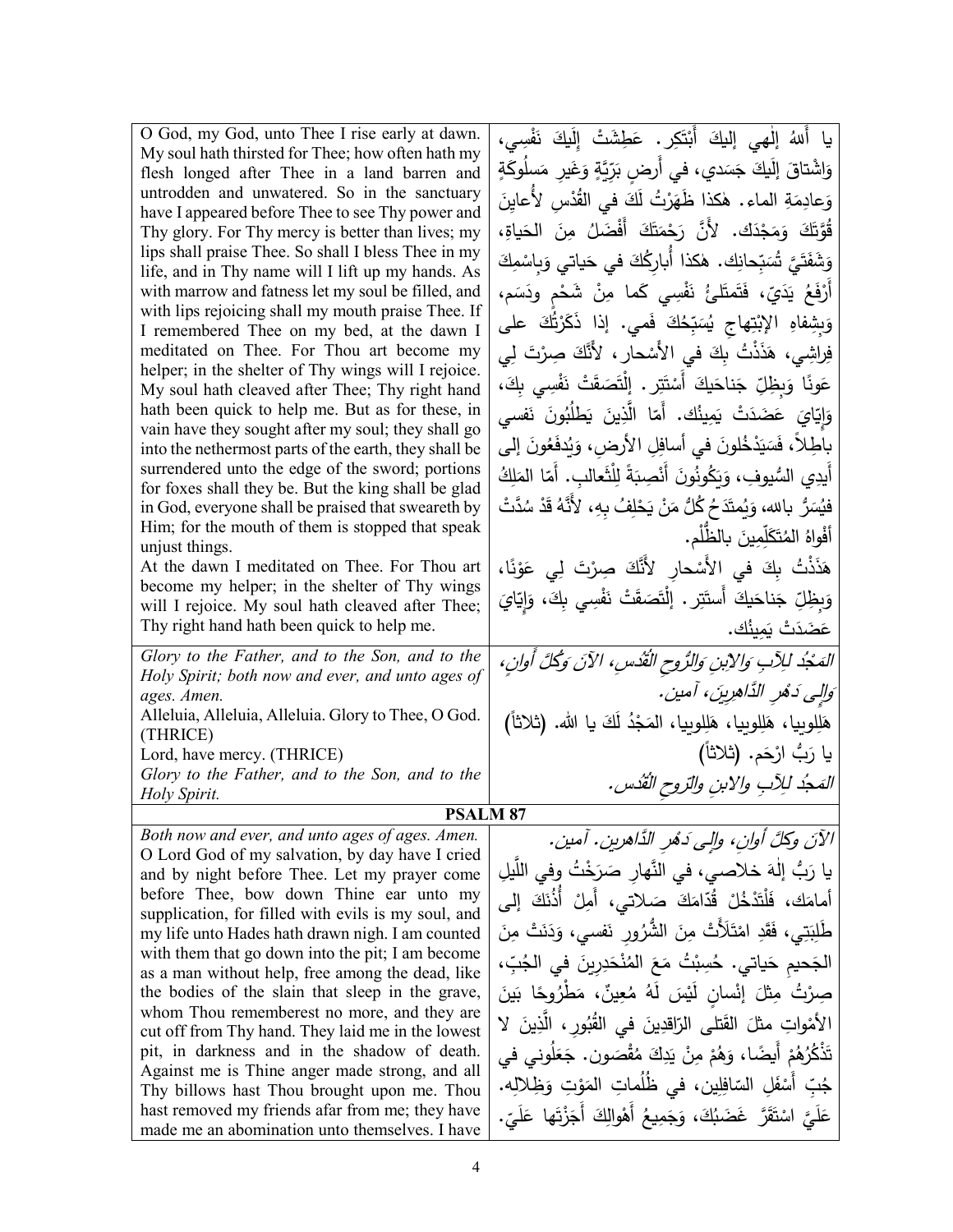| | |
|---|---|
| O God, my God, unto Thee I rise early at dawn. My soul hath thirsted for Thee; how often hath my flesh longed after Thee in a land barren and untrodden and unwatered. So in the sanctuary have I appeared before Thee to see Thy power and Thy glory. For Thy mercy is better than lives; my lips shall praise Thee. So shall I bless Thee in my life, and in Thy name will I lift up my hands. As with marrow and fatness let my soul be filled, and with lips rejoicing shall my mouth praise Thee. If I remembered Thee on my bed, at the dawn I meditated on Thee. For Thou art become my helper; in the shelter of Thy wings will I rejoice. My soul hath cleaved after Thee; Thy right hand hath been quick to help me. But as for these, in vain have they sought after my soul; they shall go into the nethermost parts of the earth, they shall be surrendered unto the edge of the sword; portions for foxes shall they be. But the king shall be glad in God, everyone shall be praised that sweareth by Him; for the mouth of them is stopped that speak unjust things.<br>At the dawn I meditated on Thee. For Thou art become my helper; in the shelter of Thy wings will I rejoice. My soul hath cleaved after Thee; Thy right hand hath been quick to help me. | يا أَللهُ إلٰهي إليكَ أَبْتَكِر. عَطِشَتْ إلَيكَ نَفْسِي، وَاشْتاقَ إلَيكَ جَسَدي، في أَرضٍ بَرِّيَّةٍ وَغيرِ مَسلُوكَةٍ وَعادِمَةِ الماء. هٰكذا ظَهَرْتُ لَكَ في القُدْسِ لأُعايِنَ قُوَّتَكَ وَمَجْدَك. لأَنَّ رَحْمَتَكَ أَفْضَلُ مِنَ الحَياةِ، وَشَفَتَيَّ تُسَبِّحانِك. هٰكذا أُبارِكُكَ في حَياتي وَبِاسْمِكَ أَرْفَعُ يَدَيّ، فَتَمتَلِئُ نَفْسِي كَما مِنْ شَحْمٍ ودَسَم، وَبِشِفاهِ الابْتِهاجِ يُسَبِّحُكَ فَمي. إذا ذَكَرْتُكَ على فِراشِي، هَذَذْتُ بِكَ في الأَسْحار، لأَنَّكَ صِرْتَ لِي عَونًا وَبِظِلِّ جَناحَيكَ أَسْتَتِر. إِلْتَصَقَتْ نَفْسِي بِكَ، وَإِيّايَ عَضَدَتْ يَمينُك. أَمّا الَّذِينَ يَطلُبُونَ نَفسي باطِلاً، فَسَيَدْخُلونَ في أَسافِلِ الأرض، وَيُدفَعُونَ إلى أَيدِي السُّيوفِ، وَيَكُونُونَ أَنْصِبَةً لِلْثَّعالِب. أَمّا المَلِكُ فيُسَرُّ بالله، وَيُمتَدَحُ كُلُّ مَنْ يَحْلِفُ بِهِ، لأَنَّهُ قَدْ سُدَّتْ أَفْواهُ المُتَكَلِّمِينَ بالظُّلْم.<br>هَذَذْتُ بِكَ في الأَسْحارِ لأَنَّكَ صِرْتَ لِي عَوْنًا، وَبِظِلِّ جَناحَيكَ أَستَتِر. إِلْتَصَقَتْ نَفْسِي بِكَ، وَإِيّايَ عَضَدَتْ يَمِينُك. |
| *Glory to the Father, and to the Son, and to the Holy Spirit; both now and ever, and unto ages of ages. Amen.*<br>Alleluia, Alleluia, Alleluia. Glory to Thee, O God. (THRICE)<br>Lord, have mercy. (THRICE)<br>*Glory to the Father, and to the Son, and to the Holy Spirit.* | *المَجْدُ لِلآبِ وَالابنِ وَالرُّوحِ القُدُسِ، الآنَ وَكُلَّ أَوانٍ، وَإِلى دَهْرِ الدَّاهِرِينَ، آمين.*<br>هَلِلوييا، هَلِلوييا، هَلِلوييا، المَجْدُ لَكَ يا الله. (ثلاثاً)<br>يا رَبُّ ارْحَم. (ثلاثاً)<br>*المَجدُ لِلآبِ والابنِ والرّوحِ القُدُس.* |

**PSALM 87**

| | |
|---|---|
| *Both now and ever, and unto ages of ages. Amen.*<br>O Lord God of my salvation, by day have I cried and by night before Thee. Let my prayer come before Thee, bow down Thine ear unto my supplication, for filled with evils is my soul, and my life unto Hades hath drawn nigh. I am counted with them that go down into the pit; I am become as a man without help, free among the dead, like the bodies of the slain that sleep in the grave, whom Thou rememberest no more, and they are cut off from Thy hand. They laid me in the lowest pit, in darkness and in the shadow of death. Against me is Thine anger made strong, and all Thy billows hast Thou brought upon me. Thou hast removed my friends afar from me; they have made me an abomination unto themselves. I have | *الآنَ وكلَّ أوانٍ، وإلى دَهْرِ الدَّاهرين. آمين.*<br>يا رَبُّ إلٰهَ خلاصي، في النَّهارِ صَرَخْتُ وفي اللَّيلِ أمامَك، فَلْتَدْخُلْ قُدّامَكَ صَلاتي، أَمِلْ أُذُنَكَ إلى طَلِبَتِي، فَقَدِ امْتَلَأَتْ مِنَ الشُّرُورِ نَفسي، وَدَنَتْ مِنَ الجَحيمِ حَياتي. حُسِبْتُ مَعَ المُنْحَدِرِينَ في الجُبِّ، صِرْتُ مِثْلَ إنْسانٍ لَيْسَ لَهُ مُعِينٌ، مَطْرُوحًا بَينَ الأَمْواتِ مثلَ القَتلى الرّاقِدِينَ في القُبُورِ، الَّذِينَ لا تَذْكُرُهُمْ أَيضًا، وَهُمْ مِنْ يَدِكَ مُقْصَون. جَعَلُوني في جُبِّ أَسْفَلِ السّافِلِين، في ظُلُماتِ المَوْتِ وَظِلالِه. عَلَيَّ اسْتَقَرَّ غَضَبُكَ، وَجَمِيعُ أَهْوالِكَ أَجَزْتَها عَلَيّ. |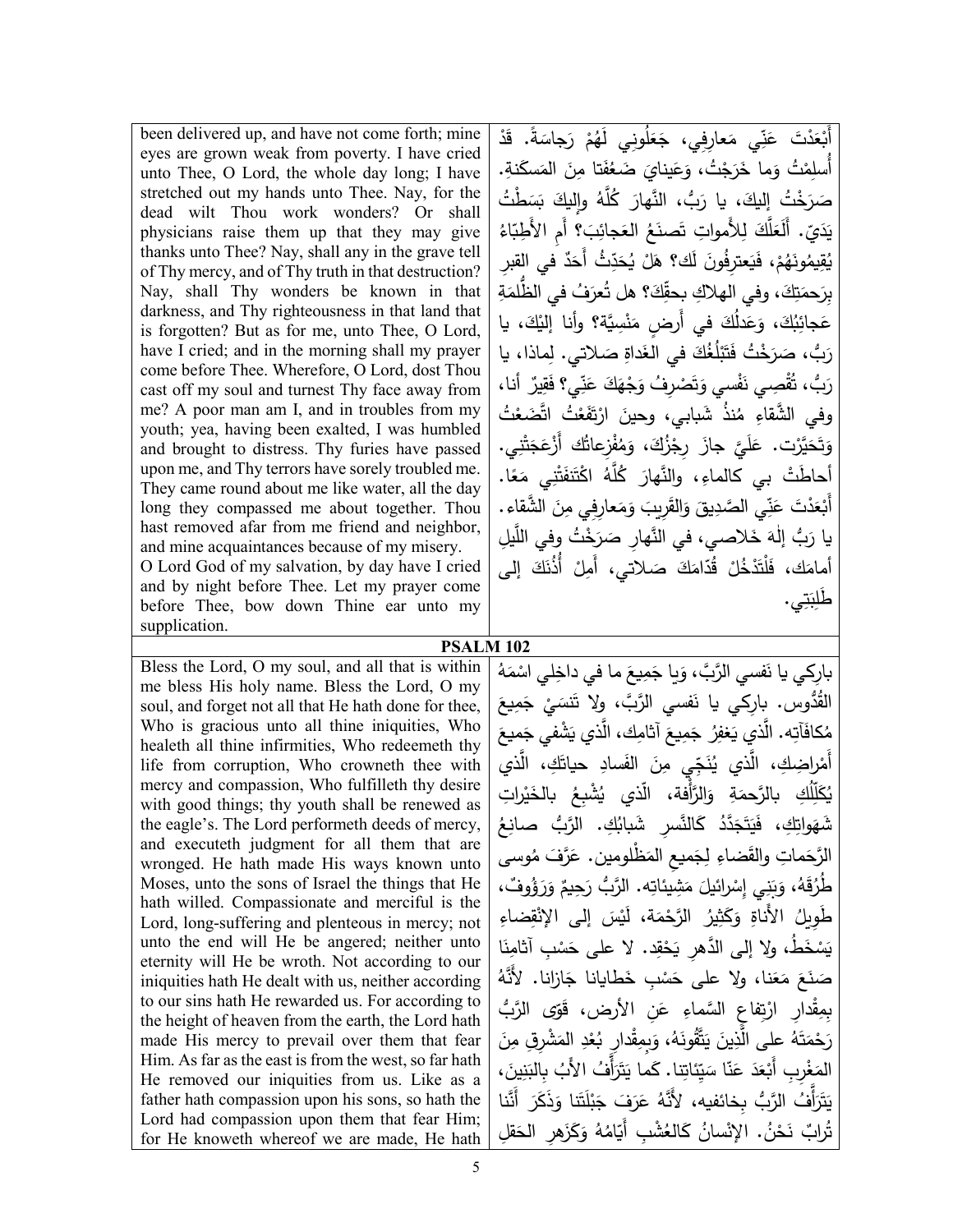| | |
|---|---|
| been delivered up, and have not come forth; mine eyes are grown weak from poverty. I have cried unto Thee, O Lord, the whole day long; I have stretched out my hands unto Thee. Nay, for the dead wilt Thou work wonders? Or shall physicians raise them up that they may give thanks unto Thee? Nay, shall any in the grave tell of Thy mercy, and of Thy truth in that destruction? Nay, shall Thy wonders be known in that darkness, and Thy righteousness in that land that is forgotten? But as for me, unto Thee, O Lord, have I cried; and in the morning shall my prayer come before Thee. Wherefore, O Lord, dost Thou cast off my soul and turnest Thy face away from me? A poor man am I, and in troubles from my youth; yea, having been exalted, I was humbled and brought to distress. Thy furies have passed upon me, and Thy terrors have sorely troubled me. They came round about me like water, all the day long they compassed me about together. Thou hast removed afar from me friend and neighbor, and mine acquaintances because of my misery. O Lord God of my salvation, by day have I cried and by night before Thee. Let my prayer come before Thee, bow down Thine ear unto my supplication. | أَبْعَدْتَ عَنِّي مَعارِفِي، جَعَلُونِي لَهُمْ رَجاسَةً. قَدْ أُسلِمْتُ وَما خَرَجْتُ، وَعَيناىَ ضَعُفَتا مِنَ المَسكَنةِ. صَرَخْتُ إليكَ، يا رَبُّ، النَّهارَ كُلَّهُ وإليكَ بَسَطْتُ يَدَيّ. أَلَعَلَّكَ لِلأَمواتِ تَصنَعُ العَجائِبَ؟ أَم الأَطِبّاءُ يُقِيمُونَهُمْ، فَيَعترِفُونَ لَك؟ هَلْ يُحَدِّثُ أَحَدٌ في القبرِ بِرَحمَتِكَ، وفي الهلاكِ بحقِّكَ؟ هل تُعرَفُ في الظُّلمَةِ عَجائِبُكَ، وَعَدلُكَ في أَرضٍ مَنْسِيَّة؟ وأنا إليْكَ، يا رَبُّ، صَرَخْتُ فَتَبْلُغُكَ في الغَداةِ صَلاتي. لِماذا، يا رَبُّ، تُقْصِي نَفْسي وَتَصْرِفُ وَجْهَكَ عَنِّي؟ فَقِيرٌ أنا، وفي الشَّقاءِ مُنذُ شَبابي، وحينَ ارْتَفَعْتُ اتَّضَعْتُ وَتَحَيَّرْت. عَلَيَّ جازَ رِجْزُكَ، وَمُفْزِعاتُك أَزْعَجَتْنِي. أحاطَتْ بي كالماءِ، والنَّهارَ كُلَّهُ اكْتَنَفَتْنِي مَعًا. أَبْعَدْتَ عَنّي الصَّدِيقَ وَالقَرِيبَ وَمَعارِفِي مِنَ الشَّقاء. يا رَبُّ إلهَ خَلاصي، في النَّهارِ صَرَخْتُ وفي اللَّيلِ أمامَك، فَلْتَدْخُلْ قُدّامَكَ صَلاتي، أَمِلْ أُذُنَكَ إلى طَلِبَتِي. |

## PSALM 102

| | |
|---|---|
| Bless the Lord, O my soul, and all that is within me bless His holy name. Bless the Lord, O my soul, and forget not all that He hath done for thee, Who is gracious unto all thine iniquities, Who healeth all thine infirmities, Who redeemeth thy life from corruption, Who crowneth thee with mercy and compassion, Who fulfilleth thy desire with good things; thy youth shall be renewed as the eagle's. The Lord performeth deeds of mercy, and executeth judgment for all them that are wronged. He hath made His ways known unto Moses, unto the sons of Israel the things that He hath willed. Compassionate and merciful is the Lord, long-suffering and plenteous in mercy; not unto the end will He be angered; neither unto eternity will He be wroth. Not according to our iniquities hath He dealt with us, neither according to our sins hath He rewarded us. For according to the height of heaven from the earth, the Lord hath made His mercy to prevail over them that fear Him. As far as the east is from the west, so far hath He removed our iniquities from us. Like as a father hath compassion upon his sons, so hath the Lord had compassion upon them that fear Him; for He knoweth whereof we are made, He hath | بارِكي يا نَفسي الرَّبَّ، وَيا جَمِيعَ ما في داخِلي اسْمَهُ القُدُّوس. بارِكي يا نَفسي الرَّبَّ، ولا تَنسَيْ جَمِيعَ مُكافَآتِه. الَّذي يَغفِرُ جَمِيعَ آثامِكِ، الَّذي يَشْفي جَمِيعَ أَمْراضِكِ، الَّذي يُنَجّي مِنَ الفَسادِ حياتَكِ، الَّذي يُكَلِّلُكِ بالرَّحمَةِ وَالرَّأْفة، الّذي يُشْبِعُ بالخَيْراتِ شَهَواتِكِ، فَيَتَجَدَّدُ كالنَّسرِ شَبابُكِ. الرَّبُّ صانِعُ الرَّحَماتِ والقَضاءِ لِجَميعِ المَظْلومين. عَرَّفَ مُوسى طُرُقَهُ، وَبَني إسْرائيلَ مَشِيئاتِه. الرَّبُّ رَحِيمٌ وَرَؤُوفٌ، طَوِيلُ الأَناةِ وَكَثِيرُ الرَّحْمَة، لَيْسَ إلى الإنْقِضاءِ يَسْخَطُ، ولا إلى الدَّهرِ يَحْقِد. لا على حَسْبِ آثامِنا صَنَعَ مَعَنا، ولا على حَسْبِ خَطايانا جَازانا. لأَنَّهُ بِمِقْدارِ ارْتِفاعِ السَّماءِ عَنِ الأرض، قَوّى الرَّبُّ رَحْمَتَهُ على الَّذِينَ يَتَّقُونَهُ، وَبِمِقْدارِ بُعْدِ المَشْرِقِ مِنَ المَغْرِبِ أَبْعَدَ عَنّا سَيِّئاتِنا. كَما يَتَرَأَّفُ الأَبُ بِالبَنِينَ، يَتَرَأَّفُ الرَّبُّ بِخائفيه، لأَنَّهُ عَرَفَ جَبْلَتَنا وَذَكَرَ أَنَّنا تُرابٌ نَحْنُ. الإنْسانُ كَالعُشْبِ أَيّامُهُ وَكَزَهرِ الحَقلِ |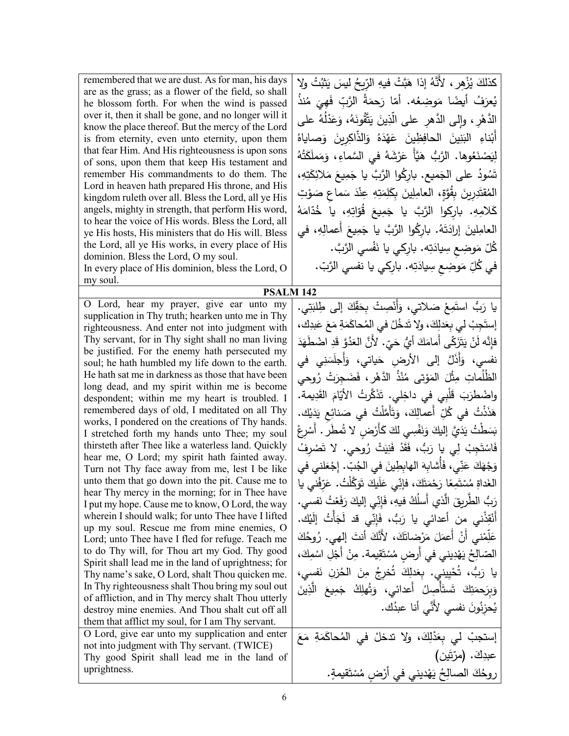| | |
|---|---|
| remembered that we are dust. As for man, his days are as the grass; as a flower of the field, so shall he blossom forth. For when the wind is passed over it, then it shall be gone, and no longer will it know the place thereof. But the mercy of the Lord is from eternity, even unto eternity, upon them that fear Him. And His righteousness is upon sons of sons, upon them that keep His testament and remember His commandments to do them. The Lord in heaven hath prepared His throne, and His kingdom ruleth over all. Bless the Lord, all ye His angels, mighty in strength, that perform His word, to hear the voice of His words. Bless the Lord, all ye His hosts, His ministers that do His will. Bless the Lord, all ye His works, in every place of His dominion. Bless the Lord, O my soul.<br>In every place of His dominion, bless the Lord, O my soul. | كذلكَ يُزْهِر، لأَنَّهُ إذا هَبَّتْ فيهِ الرِّيحُ ليسَ يَثبُتُ ولا يُعرَفُ أيضًا مَوضِعُه. أمّا رَحمَةُ الرَّبِّ فَهِيَ مُنذُ الدَّهْرِ، وإلى الدَّهرِ على الّذِينَ يَتَّقُونَهُ، وَعَدْلُهُ على أَبْناءِ البَنِينَ الحافِظِينَ عَهْدَهُ وَالذّاكِرِينَ وَصاياهُ لِيَصْنَعُوها. الرَّبُّ هَيَّأَ عَرْشَهُ في السَّماءِ، وَمَملَكَتُهُ تَسُودُ على الجَميع. بارِكُوا الرَّبَّ يا جَمِيعَ مَلائِكَتِهِ، المُقتَدِرِينَ بِقُوَّةٍ، العامِلِينَ بِكَلِمَتِهِ عِنْدَ سَماعِ صَوْتِ كَلامِهِ. بارِكوا الرَّبَّ يا جَمِيعَ قُوّاتِهِ، يا خُدّامَهُ العامِلِينَ إرادَتَهُ. بارِكُوا الرَّبَّ يا جَمِيعَ أَعمالِهِ، في كُلِّ مَوضِعِ سِيادَتِه. بارِكي يا نَفْسي الرَّبَّ.<br>في كُلِّ مَوضِعِ سِيادَتِه. بارِكي يا نفسي الرَّبّ. |
| **PSALM 142** | |
| O Lord, hear my prayer, give ear unto my supplication in Thy truth; hearken unto me in Thy righteousness. And enter not into judgment with Thy servant, for in Thy sight shall no man living be justified. For the enemy hath persecuted my soul; he hath humbled my life down to the earth. He hath sat me in darkness as those that have been long dead, and my spirit within me is become despondent; within me my heart is troubled. I remembered days of old, I meditated on all Thy works, I pondered on the creations of Thy hands. I stretched forth my hands unto Thee; my soul thirsteth after Thee like a waterless land. Quickly hear me, O Lord; my spirit hath fainted away. Turn not Thy face away from me, lest I be like unto them that go down into the pit. Cause me to hear Thy mercy in the morning; for in Thee have I put my hope. Cause me to know, O Lord, the way wherein I should walk; for unto Thee have I lifted up my soul. Rescue me from mine enemies, O Lord; unto Thee have I fled for refuge. Teach me to do Thy will, for Thou art my God. Thy good Spirit shall lead me in the land of uprightness; for Thy name's sake, O Lord, shalt Thou quicken me. In Thy righteousness shalt Thou bring my soul out of affliction, and in Thy mercy shalt Thou utterly destroy mine enemies. And Thou shalt cut off all them that afflict my soul, for I am Thy servant. | يا رَبُّ استَمِعْ صَلاتي، وَأَنْصِتْ بِحَقِّكَ إلى طِلبَتِي. إستَجِبْ لي بِعَدلِكَ، ولا تَدخُلْ في المُحاكَمَةِ مَعَ عَبدِك، فإنَّه لَنْ يَتَزَكّى أَمامَكَ أيُّ حَيّ. لأَنَّ العَدُوَّ قَدِ اضْطَهَدَ نفسي، وَأَذَلَّ إلى الأرضِ حَياتي، وَأَجلَسَنِي في الظُّلُماتِ مِثْلَ المَوْتى مُنْذُ الدَّهْرِ، فَضَجِرَتْ رُوحي واضْطَرَبَ قَلْبِي في داخِلِي. تَذَكَّرتُ الأَيّامَ القَدِيمة. هَذَذْتُ في كُلِّ أعمالِكَ، وَتَأَمَّلْتُ في صَنائِعِ يَدَيْك. بَسَطْتُ يَدَيَّ إليكَ وَنَفْسِي لكَ كَأَرْضٍ لا تُمطَر. أَسْرِعْ فَاسْتَجِبْ لِي يا رَبُّ، فَقَدْ فَنِيَتْ رُوحي. لا تَصْرِفْ وَجْهَكَ عَنِّي، فَأُشابِهَ الهابِطِينَ في الجُبّ. إجْعَلني في الغَداةِ مُستَمِعًا رَحْمَتَكَ، فإنّي عَلَيكَ تَوَكَّلْتُ. عَرِّفْني يا رَبُّ الطَّرِيقَ الَّذي أَسلُكُ فيهِ، فَإنّي إليكَ رَفَعْتُ نَفسي. أَنْقِذْني من أعدائي يا رَبُّ، فَإنّي قد لَجَأْتُ إلَيْك. عَلِّمْني أَنْ أَعمَلَ مَرْضاتَكَ، لأَنَّكَ أنتَ إلهي. رُوحُكَ الصّالِحُ يَهْدِيني في أَرضٍ مُسْتَقِيمة. مِنْ أَجْلِ اسْمِكَ، يا رَبُّ، تُحْيِيني. بِعَدلِكَ تُخرِجُ مِنَ الحُزنِ نَفسي، وَبِرَحمَتِكَ تَستَأْصِلُ أَعدائي، وَتُهلِكُ جَمِيعَ الَّذِينَ يُحزِنُونَ نفسي لأَنّي أنا عبدُك. |
| O Lord, give ear unto my supplication and enter not into judgment with Thy servant. (TWICE)<br>Thy good Spirit shall lead me in the land of uprightness. | إستجبْ لي بِعَدْلِكَ، ولا تدخلْ في المُحاكَمَةِ مَعَ عبدِكَ. (مرّتين)<br>روحُكَ الصالِحُ يَهْدِيني في أرْضٍ مُسْتَقيمةٍ. |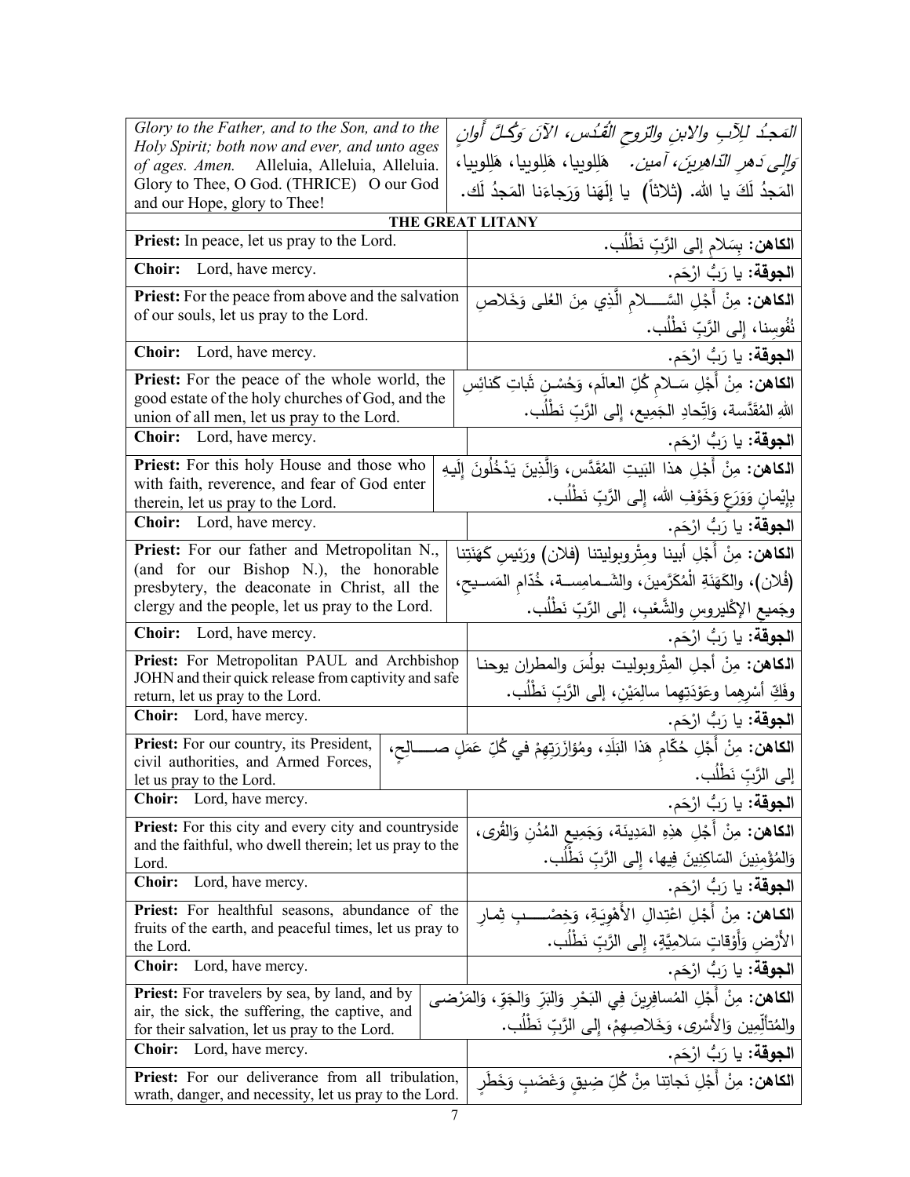| | |
|---|---|
| *Glory to the Father, and to the Son, and to the Holy Spirit; both now and ever, and unto ages of ages. Amen.* Alleluia, Alleluia, Alleluia. Glory to Thee, O God. (THRICE) O our God and our Hope, glory to Thee! | *المَجدُ للآبِ والابنِ والرّوحِ القُدُس، الآنَ وَكُـلَّ أَوانٍ وَإِلى دَهرِ الدّاهِرين، آمين.* هَلِلويا، هَلِلويا، هَلِلويا، المَجدُ لَكَ يا الله. (ثلاثاً) يا إلَهَنا وَرَجاءَنا المَجدُ لَك. |

**THE GREAT LITANY**

| | |
|---|---|
| **Priest:** In peace, let us pray to the Lord. | **الكاهن:** بِسَلامٍ إلى الرَّبِّ نَطْلُب. |
| **Choir:** Lord, have mercy. | **الجوقة:** يا رَبُّ ارْحَم. |
| **Priest:** For the peace from above and the salvation of our souls, let us pray to the Lord. | **الكاهن:** مِنْ أَجْلِ السَّـلامِ الَّذِي مِنَ العُلى وَخَلاصِ نُفُوسِنا، إِلى الرَّبِّ نَطْلُب. |
| **Choir:** Lord, have mercy. | **الجوقة:** يا رَبُّ ارْحَم. |
| **Priest:** For the peace of the whole world, the good estate of the holy churches of God, and the union of all men, let us pray to the Lord. | **الكاهن:** مِنْ أَجْلِ سَـلامِ كُلِّ العالَمِ، وَحُسْنِ ثَباتِ كَنائِسِ اللهِ المُقَدَّسة، وَاتِّحادِ الجَمِيعِ، إِلى الرَّبِّ نَطْلُب. |
| **Choir:** Lord, have mercy. | **الجوقة:** يا رَبُّ ارْحَم. |
| **Priest:** For this holy House and those who with faith, reverence, and fear of God enter therein, let us pray to the Lord. | **الكاهن:** مِنْ أَجْلِ هذا البَيتِ المُقَدَّس، وَالَّذِينَ يَدْخُلُونَ إِلَيهِ بِإِيْمانٍ وَوَرَعٍ وَخَوْفِ الله، إِلى الرَّبِّ نَطْلُب. |
| **Choir:** Lord, have mercy. | **الجوقة:** يا رَبُّ ارْحَم. |
| **Priest:** For our father and Metropolitan N., (and for our Bishop N.), the honorable presbytery, the deaconate in Christ, all the clergy and the people, let us pray to the Lord. | **الكاهن:** مِنْ أَجْلِ أبينا ومِتْروبوليتنا (فلان) ورَئِيسِ كَهَنَتِنا (فُلان)، والكَهَنَةِ الْمُكَرَّمينَ، والشَـمامِسـةِ، خُدّامِ المَسـيحِ، وجَميعِ الإكْليروسِ والشَّعْبِ، إلى الرَّبِّ نَطْلُب. |
| **Choir:** Lord, have mercy. | **الجوقة:** يا رَبُّ ارْحَم. |
| **Priest:** For Metropolitan PAUL and Archbishop JOHN and their quick release from captivity and safe return, let us pray to the Lord. | **الكاهن:** مِنْ أجلِ المِتْروبوليت بولُس والمطران يوحنا وفَكِّ أسْرِهِما وعَوْدَتِهِما سالِمَيْنِ، إلى الرَّبِّ نَطْلُب. |
| **Choir:** Lord, have mercy. | **الجوقة:** يا رَبُّ ارْحَم. |
| **Priest:** For our country, its President, civil authorities, and Armed Forces, let us pray to the Lord. | **الكاهن:** مِنْ أَجْلِ حُكّامِ هَذا البَلَدِ، ومُؤازَرَتِهِمْ في كُلِّ عَمَلٍ صـالِحٍ، إلى الرَّبِّ نَطْلُب. |
| **Choir:** Lord, have mercy. | **الجوقة:** يا رَبُّ ارْحَم. |
| **Priest:** For this city and every city and countryside and the faithful, who dwell therein; let us pray to the Lord. | **الكاهن:** مِنْ أَجْلِ هذِهِ المَدِينَة، وَجَمِيعِ المُدُنِ وَالقُرى، وَالمُؤْمِنِينَ السّاكِنِينَ فِيها، إِلى الرَّبِّ نَطْلُب. |
| **Choir:** Lord, have mercy. | **الجوقة:** يا رَبُّ ارْحَم. |
| **Priest:** For healthful seasons, abundance of the fruits of the earth, and peaceful times, let us pray to the Lord. | **الكاهن:** مِنْ أَجْلِ اعْتِدالِ الأَهْوِيَةِ، وَخِصْـبِ ثِمارِ الأَرْضِ وَأَوْقاتٍ سَلامِيَّةٍ، إِلى الرَّبِّ نَطْلُب. |
| **Choir:** Lord, have mercy. | **الجوقة:** يا رَبُّ ارْحَم. |
| **Priest:** For travelers by sea, by land, and by air, the sick, the suffering, the captive, and for their salvation, let us pray to the Lord. | **الكاهن:** مِنْ أَجْلِ المُسافِرِينَ فِي البَحْرِ وَالبَرِّ وَالجَوِّ، وَالمَرْضى والمُتأَلِّمِين وَالأَسْرى، وَخَلاصِهِمْ، إِلى الرَّبِّ نَطْلُب. |
| **Choir:** Lord, have mercy. | **الجوقة:** يا رَبُّ ارْحَم. |
| **Priest:** For our deliverance from all tribulation, wrath, danger, and necessity, let us pray to the Lord. | **الكاهن:** مِنْ أَجْلِ نَجاتِنا مِنْ كُلِّ ضِيقٍ وَغَضَبٍ وَخَطَرٍ |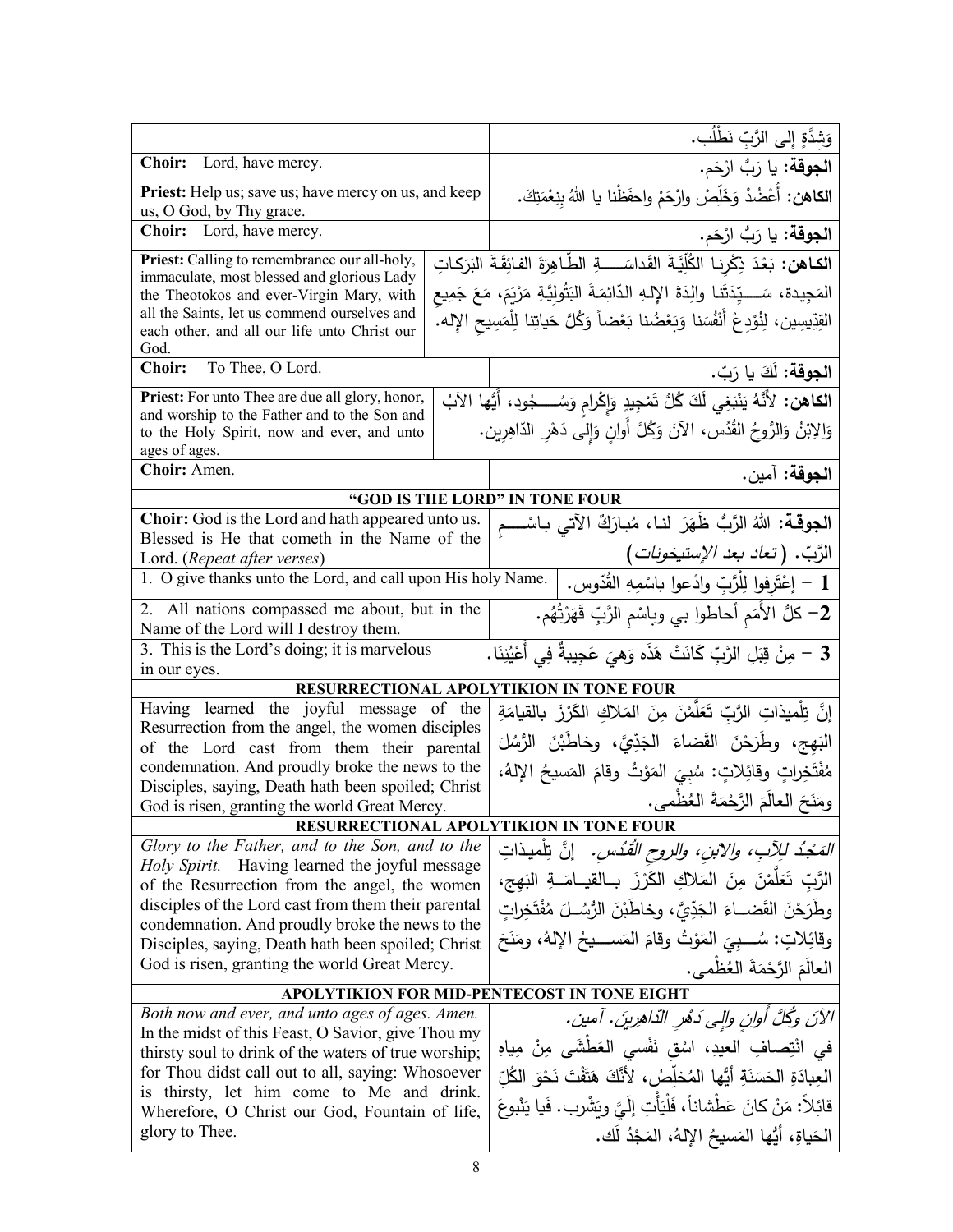| | |
|---|---|
| | وَشِدَّةٍ إِلى الرَّبِّ نَطْلُب. |
| **Choir:** Lord, have mercy. | **الجوقة:** يا رَبُّ ارْحَم. |
| **Priest:** Help us; save us; have mercy on us, and keep us, O God, by Thy grace. | **الكاهن:** أَعْضُدْ وَخَلِّصْ وارْحَمْ واحفَظْنا يا اللهُ بِنِعْمَتِكَ. |
| **Choir:** Lord, have mercy. | **الجوقة:** يا رَبُّ ارْحَم. |
| **Priest:** Calling to remembrance our all-holy, immaculate, most blessed and glorious Lady the Theotokos and ever-Virgin Mary, with all the Saints, let us commend ourselves and each other, and all our life unto Christ our God. | **الكاهن:** بَعْدَ ذِكْرِنا الكُلِّيَّةَ القَداسَةِ الطّاهِرَةَ الفائِقَةَ البَرَكاتِ المَجِيدة، سَيِّدَتَنا والِدَةَ الإِلهِ الدّائِمَةَ البَتُولِيَّةِ مَرْيَمَ، مَعَ جَمِيعِ القِدِّيسِين، لِنُوْدِعْ أَنْفُسَنا وَبَعْضُنا بَعْضاً وَكُلَّ حَياتِنا لِلْمَسِيحِ الإِله. |
| **Choir:** To Thee, O Lord. | **الجوقة:** لَكَ يا رَبّ. |
| **Priest:** For unto Thee are due all glory, honor, and worship to the Father and to the Son and to the Holy Spirit, now and ever, and unto ages of ages. | **الكاهن:** لأَنَّهُ يَنْبَغِي لَكَ كُلُّ تَمْجِيدٍ وَإِكْرامٍ وَسُجُود، أَيُّها الآبُ وَالابْنُ وَالرُّوحُ القُدُس، الآنَ وَكُلَّ أَوانٍ وَإِلى دَهْرِ الدّاهِرِين. |
| **Choir:** Amen. | **الجوقة:** آمين. |
| **"GOD IS THE LORD" IN TONE FOUR** | |
| **Choir:** God is the Lord and hath appeared unto us. Blessed is He that cometh in the Name of the Lord. (*Repeat after verses*) | **الجوقة:** اللهُ الرَّبُّ ظَهَرَ لنا، مُبارَكٌ الآتي باسْمِ الرَّبّ. (*تعاد بعد الإستيخونات*) |
| 1. O give thanks unto the Lord, and call upon His holy Name. | **1** – إِعْتَرِفوا لِلْرَّبِّ وادْعوا باسْمِهِ القُدّوس. |
| 2. All nations compassed me about, but in the Name of the Lord will I destroy them. | **2**– كلُّ الأُمَمِ أحاطوا بي وباسْمِ الرَّبِّ قَهَرْتُهُم. |
| 3. This is the Lord's doing; it is marvelous in our eyes. | **3** – مِنْ قِبَلِ الرَّبِّ كَانَتْ هَذَه وَهيَ عَجِيبةٌ فِي أَعْيُنِنَا. |
| **RESURRECTIONAL APOLYTIKION IN TONE FOUR** | |
| Having learned the joyful message of the Resurrection from the angel, the women disciples of the Lord cast from them their parental condemnation. And proudly broke the news to the Disciples, saying, Death hath been spoiled; Christ God is risen, granting the world Great Mercy. | إنَّ تِلْميذاتِ الرَّبِّ تَعَلَّمْنَ مِنَ المَلاكِ الكَرْزَ بالقيامَةِ البَهِج، وطَرَحْنَ القَضاءَ الجَدِّيَّ، وخاطَبْنَ الرُّسُلَ مُفْتَخِراتٍ وقائِلاتٍ: سُبِيَ المَوْتُ وقامَ المَسيحُ الإلهُ، ومَنَحَ العالَمَ الرَّحْمَةَ العُظْمى. |
| **RESURRECTIONAL APOLYTIKION IN TONE FOUR** | |
| *Glory to the Father, and to the Son, and to the Holy Spirit.* Having learned the joyful message of the Resurrection from the angel, the women disciples of the Lord cast from them their parental condemnation. And proudly broke the news to the Disciples, saying, Death hath been spoiled; Christ God is risen, granting the world Great Mercy. | *المَجْدُ للآبِ، والابنِ، والروحِ القُدُس.* إنَّ تِلْميذاتِ الرَّبِّ تَعَلَّمْنَ مِنَ المَلاكِ الكَرْزَ بالقيامَةِ البَهِج، وطَرَحْنَ القَضاءَ الجَدِّيَّ، وخاطَبْنَ الرُّسُلَ مُفْتَخِراتٍ وقائِلاتٍ: سُبِيَ المَوْتُ وقامَ المَسيحُ الإلهُ، ومَنَحَ العالَمَ الرَّحْمَةَ العُظْمى. |
| **APOLYTIKION FOR MID-PENTECOST IN TONE EIGHT** | |
| *Both now and ever, and unto ages of ages. Amen.* In the midst of this Feast, O Savior, give Thou my thirsty soul to drink of the waters of true worship; for Thou didst call out to all, saying: Whosoever is thirsty, let him come to Me and drink. Wherefore, O Christ our God, Fountain of life, glory to Thee. | *الآنَ وكُلَّ أوانٍ وإلى دَهْرِ الدّاهِرينَ. آمين.* في انْتِصافِ العيد، اسْقِ نَفْسي العَطْشَى مِنْ مِياهِ العِبادَةِ الحَسَنَةِ أيُّها المُخلِّصُ، لأنَّكَ هَتَفْتَ نَحْوَ الكُلِّ قائِلاً: مَنْ كانَ عَطْشاناً، فَلْيَأْتِ إلَيَّ ويَشْرب. فَيا يَنْبوعَ الحَياةِ، أيُّها المَسيحُ الإلهُ، المَجْدُ لَك. |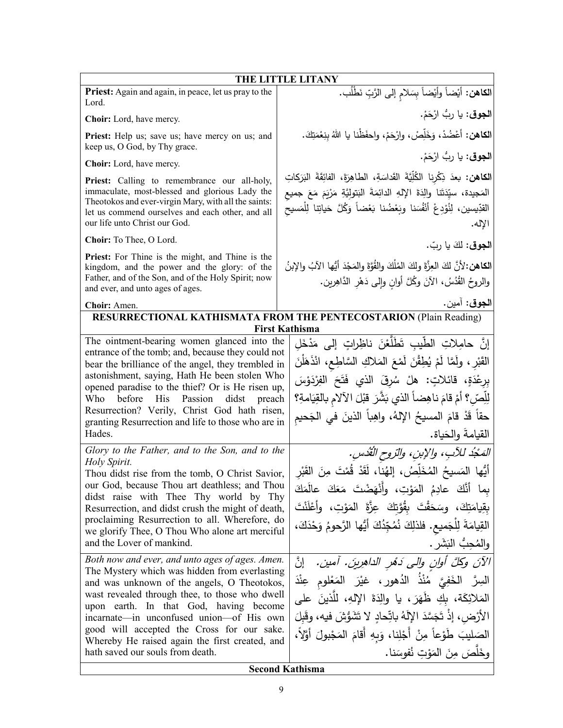| THE LITTLE LITANY | |
|---|---|
| **Priest:** Again and again, in peace, let us pray to the Lord. | **الكاهن:** أيْضاً وأيْضاً بِسَلامٍ إلى الرَّبِّ نَطْلُب. |
| **Choir:** Lord, have mercy. | **الجوق:** يا ربُّ ارْحَمْ. |
| **Priest:** Help us; save us; have mercy on us; and keep us, O God, by Thy grace. | **الكاهن:** أعْضُدْ، وَخَلِّصْ، وارْحَمْ، واحفَظْنا يا اللهُ بِنِعْمَتِكَ. |
| **Choir:** Lord, have mercy. | **الجوق:** يا ربُّ ارْحَمْ. |
| **Priest:** Calling to remembrance our all-holy, immaculate, most-blessed and glorious Lady the Theotokos and ever-virgin Mary, with all the saints: let us commend ourselves and each other, and all our life unto Christ our God. | **الكاهن:** بعدَ ذِكْرِنا الكُلِّيَّةَ القَداسَةِ، الطاهِرَةَ، الفائِقَةَ البَرَكاتِ المَجيدة، سيِّدَتَنا والِدَةَ الإلهِ الدائِمَةَ البَتولِيَّةِ مَرْيَمَ مَعَ جميعِ القدِّيسين، لِنُوْدِعْ أنفُسَنا وبَعْضُنا بَعْضاً وَكُلَّ حَياتِنا لِلْمَسيحِ الإله. |
| **Choir:** To Thee, O Lord. | **الجوق:** لكَ يا ربّ. |
| **Priest:** For Thine is the might, and Thine is the kingdom, and the power and the glory: of the Father, and of the Son, and of the Holy Spirit; now and ever, and unto ages of ages. | **الكاهن:** لأنَّ لكَ العِزَّةَ ولكَ المُلْكَ والقُوَّةَ والمَجْدَ أيُّها الآبُ والإبنُ والروحُ القُدُسُ، الآنَ وكُلَّ أوانٍ وإلى دَهْرِ الدَّاهِرين. |
| **Choir:** Amen. | **الجوق:** آمين. |
| **RESURRECTIONAL KATHISMATA FROM THE PENTECOSTARION** (Plain Reading) | |
| **First Kathisma** | |
| The ointment-bearing women glanced into the entrance of the tomb; and, because they could not bear the brilliance of the angel, they trembled in astonishment, saying, Hath He been stolen Who opened paradise to the thief? Or is He risen up, Who before His Passion didst preach Resurrection? Verily, Christ God hath risen, granting Resurrection and life to those who are in Hades. | إنَّ حامِلاتِ الطِّيبِ تَطَلَّعْنَ ناظِراتٍ إلى مَدْخَلِ القَبْرِ، ولَمَّا لَمْ يُطِقْنَ لَمْعَ المَلاكِ السَّاطِعِ، انْذَهَلْنَ بِرِعْدَةٍ، قائلاتٍ: هلْ سُرِقَ الذي فَتَحَ الفِرْدَوْسَ لِلِّصِّ؟ أمْ قامَ ناهِضاً الذي بَشَّرَ قَبْلَ الآلامِ بالقِيامةِ؟ حقاً قَدْ قامَ المسيحُ الإلهُ، واهِباً الذينَ في الجَحيمِ القيامةَ والحَياة. |
| *Glory to the Father, and to the Son, and to the Holy Spirit.* Thou didst rise from the tomb, O Christ Savior, our God, because Thou art deathless; and Thou didst raise with Thee Thy world by Thy Resurrection, and didst crush the might of death, proclaiming Resurrection to all. Wherefore, do we glorify Thee, O Thou Who alone art merciful and the Lover of mankind. | *المَجْدُ للآبِ، والإبنِ، والرّوحِ القُدُس.* أيُّها المَسيحُ المُخَلِّصُ، إلهُنا، لَقَدْ قُمْتَ مِنَ القَبْرِ بِما أنَّكَ عادِمُ المَوْتِ، وأَنْهَضْتَ مَعَكَ عالَمَكَ بِقِيامَتِكَ، وسَحَقْتَ بِقُوَّتِكَ عِزَّةَ المَوْتِ، وأعْلَنْتَ القِيامَةَ لِلْجَميع. فلذلِكَ نُمَجِّدُكَ أيُّها الرَّحومُ وَحْدَكَ، والمُحِبُّ البَشَر. |
| *Both now and ever, and unto ages of ages. Amen.* The Mystery which was hidden from everlasting and was unknown of the angels, O Theotokos, wast revealed through thee, to those who dwell upon earth. In that God, having become incarnate—in unconfused union—of His own good will accepted the Cross for our sake. Whereby He raised again the first created, and hath saved our souls from death. | *الآنَ وكلَّ أوانٍ وإلى دَهْرِ الداهِرينَ. آمين.* إنَّ السِرَّ الخَفِيَّ مُنْذُ الدُهور، غيْرَ المَعْلومِ عِنْدَ المَلائِكَة، بِكِ ظَهَرَ، يا والِدَةَ الإلهِ، لِلَّذينَ على الأرْضِ، إذْ تَجَسَّدَ الإلَهُ باتِّحادٍ لا تَشَوُّشَ فيه، وقَبِلَ الصَليبَ طَوْعاً مِنْ أَجْلِنا، وَبِهِ أَقامَ المَجْبولَ أوّلاً، وخَلَّصَ مِنَ المَوْتِ نُفوسَنا. |
| **Second Kathisma** | |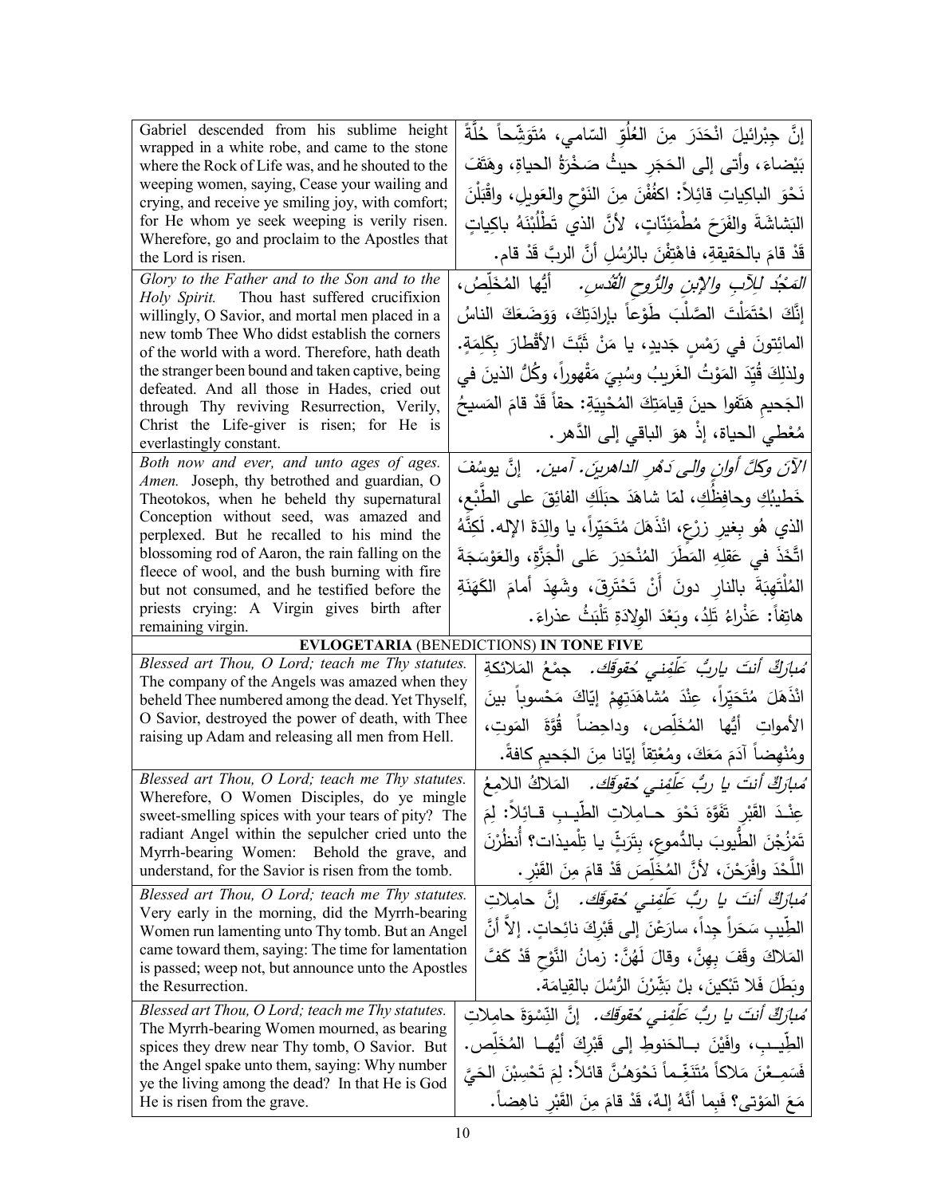| | |
|---|---|
| Gabriel descended from his sublime height wrapped in a white robe, and came to the stone where the Rock of Life was, and he shouted to the weeping women, saying, Cease your wailing and crying, and receive ye smiling joy, with comfort; for He whom ye seek weeping is verily risen. Wherefore, go and proclaim to the Apostles that the Lord is risen. | إنَّ جِبْرائيلَ انْحَدَرَ مِنَ العُلُوِّ السّامي، مُتَوَشِّحاً حُلَّةً بَيْضاءَ، وأتى إلى الحَجَرِ حيثُ صَخْرَةُ الحياةِ، وهَتَفَ نَحْوَ الباكياتِ قائِلاً: اكفُفْنَ مِنَ النَّوْحِ والعَويلِ، واقْبَلْنَ البَشاشَةَ والفَرَحَ مُطْمَئِنّاتٍ، لأنَّ الذي تَطْلُبْنَهُ باكِياتٍ قَدْ قامَ بالحَقيقةِ، فاهْتِفْنَ بالرُسُلِ أنَّ الربَّ قَدْ قام. |
| *Glory to the Father and to the Son and to the Holy Spirit.* Thou hast suffered crucifixion willingly, O Savior, and mortal men placed in a new tomb Thee Who didst establish the corners of the world with a word. Therefore, hath death the stranger been bound and taken captive, being defeated. And all those in Hades, cried out through Thy reviving Resurrection, Verily, Christ the Life-giver is risen; for He is everlastingly constant. | *المَجْدُ للآبِ والإبنِ والرُّوحِ القُدُسِ.* أيُّها المُخَلِّصُ، إنَّكَ احْتَمَلْتَ الصَّلْبَ طَوْعاً بإرادَتِكَ، وَوَضَعَكَ الناسُ المائِتونَ في رَمْسٍ جَديدٍ، يا مَنْ ثَبَّتَ الأَقْطارَ بِكَلِمَةٍ. ولذلِكَ قُيِّدَ المَوْتُ الغَريبُ وسُبِيَ مَقْهوراً، وكُلُّ الذينَ في الجَحيمِ هَتَفوا حينَ قِيامَتِكَ المُحْيِيَةِ: حقاً قَدْ قامَ المَسيحُ مُعْطي الحياة، إذْ هوَ الباقي إلى الدَّهر. |
| *Both now and ever, and unto ages of ages. Amen.* Joseph, thy betrothed and guardian, O Theotokos, when he beheld thy supernatural Conception without seed, was amazed and perplexed. But he recalled to his mind the blossoming rod of Aaron, the rain falling on the fleece of wool, and the bush burning with fire but not consumed, and he testified before the priests crying: A Virgin gives birth after remaining virgin. | *الآنَ وكلَّ أوانٍ وإلى دَهْرِ الداهرينَ. آمين.* إنَّ يوسُفَ خَطيبُكِ وحافِظُكِ، لمّا شاهَدَ حَبَلَكِ الفائِقَ على الطَّبْعِ، الذي هُو بِغيرِ زرْعٍ، انْذَهَلَ مُتَحَيِّراً، يا والِدَةَ الإله. لَكِنَّهُ اتَّخَذَ في عَقْلِهِ المَطَرَ المُنْحَدِرَ عَلى الْجَزَّةِ، والعَوْسَجَةَ المُلْتَهِبَةَ بالنارِ دونَ أَنْ تَحْتَرِقَ، وشَهِدَ أمامَ الكَهَنَةِ هاتِفاً: عَذْراءُ تَلِدُ، وبَعْدَ الوِلادَةِ تَلْبَثُ عذراءَ. |
| **EVLOGETARIA** (BENEDICTIONS) **IN TONE FIVE** | |
| *Blessed art Thou, O Lord; teach me Thy statutes.* The company of the Angels was amazed when they beheld Thee numbered among the dead. Yet Thyself, O Savior, destroyed the power of death, with Thee raising up Adam and releasing all men from Hell. | *مُبارَكٌ أنتَ ياربُّ عَلِّمْني حُقوقَك.* جمْعُ المَلائكةِ انْذَهَلَ مُتَحَيِّراً، عِنْدَ مُشاهَدَتِهِمْ إيّاكَ مَحْسوباً بينَ الأمواتِ أيُّها المُخَلِّص، وداحِضاً قُوَّةَ المَوتِ، ومُنْهِضاً آدَمَ مَعَكَ، ومُعْتِقاً إيّانا مِنَ الجَحيمِ كافةً. |
| *Blessed art Thou, O Lord; teach me Thy statutes.* Wherefore, O Women Disciples, do ye mingle sweet-smelling spices with your tears of pity? The radiant Angel within the sepulcher cried unto the Myrrh-bearing Women: Behold the grave, and understand, for the Savior is risen from the tomb. | *مُبارَكٌ أنتَ يا ربُّ عَلِّمْني حُقوقَك.* المَلاكُ اللامِعُ عِنْدَ القَبْرِ تَفَوَّهَ نَحْوَ حامِلاتِ الطّيبِ قائِلاً: لِمَ تَمْزُجْنَ الطُّيوبَ بالدُّموعِ، بِتَرَثٍّ يا تِلْميذات؟ أُنظُرْنَ اللَّحْدَ وافْرَحْنَ، لأنَّ المُخَلِّصَ قَدْ قامَ مِنَ القَبْر. |
| *Blessed art Thou, O Lord; teach me Thy statutes.* Very early in the morning, did the Myrrh-bearing Women run lamenting unto Thy tomb. But an Angel came toward them, saying: The time for lamentation is passed; weep not, but announce unto the Apostles the Resurrection. | *مُبارَكٌ أنتَ يا ربُّ عَلِّمْني حُقوقَك.* إنَّ حامِلاتِ الطِّيبِ سَحَراً جِداً، سارَعْنَ إلى قَبْرِكَ نائِحاتٍ. إلاّ أنَّ المَلاكَ وقَفَ بِهِنَّ، وقالَ لَهُنَّ: زمانُ النَّوْحِ قَدْ كَفَّ وبَطَلَ فَلا تَبْكينَ، بلْ بَشِّرْنَ الرُّسُلَ بالقِيامَة. |
| *Blessed art Thou, O Lord; teach me Thy statutes.* The Myrrh-bearing Women mourned, as bearing spices they drew near Thy tomb, O Savior. But the Angel spake unto them, saying: Why number ye the living among the dead? In that He is God He is risen from the grave. | *مُبارَكٌ أنتَ يا ربُّ عَلِّمْني حُقوقَك.* إنَّ النِّسْوَةَ حامِلاتِ الطِّيبِ، وافَيْنَ بالحَنوطِ إلى قَبْرِكَ أيُّها المُخَلِّص. فَسَمِعْنَ مَلاكاً مُتَنَغِّماً نَحْوَهُنَّ قائلاً: لِمَ تَحْسِبْنَ الحَيَّ مَعَ المَوْتى؟ فَبِما أنَّهُ إلهٌ، قَدْ قامَ مِنَ القَبْرِ ناهِضاً. |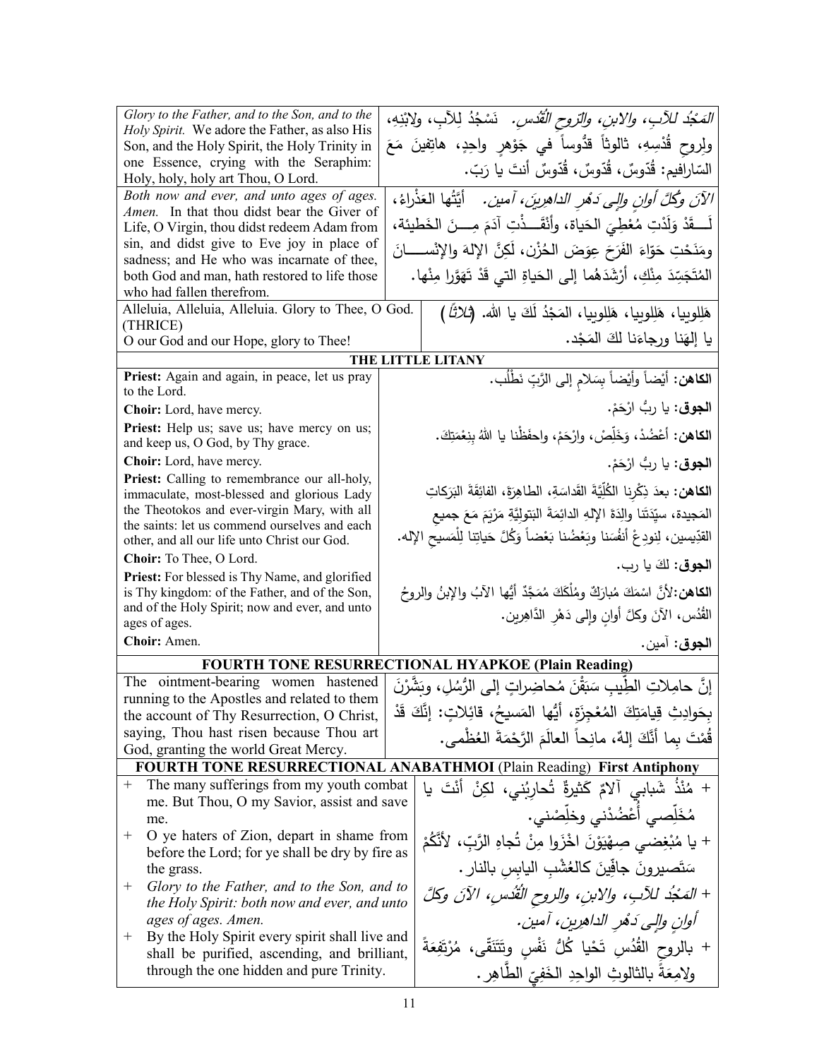| English | Arabic |
|---|---|
| *Glory to the Father, and to the Son, and to the Holy Spirit.* We adore the Father, as also His Son, and the Holy Spirit, the Holy Trinity in one Essence, crying with the Seraphim: Holy, holy, holy art Thou, O Lord. | *المَجْدُ للآبِ، والابنِ، والرّوحِ القُدُس.* نَسْجُدُ لِلآبِ، ولابْنِهِ، ولِروحِ قُدْسِهِ، ثالوثاً قدُّوساً في جَوْهرٍ واحِدٍ، هاتِفينَ مَعَ السّارافيم: قُدّوسٌ، قُدّوسٌ، قُدّوسٌ أنتَ يا رَبّ. |
| *Both now and ever, and unto ages of ages. Amen.* In that thou didst bear the Giver of Life, O Virgin, thou didst redeem Adam from sin, and didst give to Eve joy in place of sadness; and He who was incarnate of thee, both God and man, hath restored to life those who had fallen therefrom. | *الآنَ وكُلَّ أوانٍ وإلى دَهْرِ الداهِرينَ، آمين.* أيَّتُها العَذْراءُ، لَقَدْ وَلَدْتِ مُعْطِيَ الحَياة، وأنْقَذْتِ آدَمَ مِنَ الخَطيئة، ومَنَحْتِ حَوّاءَ الفَرَحَ عِوَضَ الحُزْن، لَكِنَّ الإلهَ والإنْسانَ المُتَجَسِّدَ مِنْكِ، أرْشَدَهُما إلى الحَياةِ التي قَدْ تَهَوَّرا مِنْها. |
| Alleluia, Alleluia, Alleluia. Glory to Thee, O God. (THRICE)<br>O our God and our Hope, glory to Thee! | هَلِلويا، هَلِلويا، هَلِلويا، المَجْدُ لَكَ يا الله. (ثلاثاً)<br>يا إلهَنا ورجاءَنا لكَ المَجْد. |

### THE LITTLE LITANY

| English | Arabic |
|---|---|
| **Priest:** Again and again, in peace, let us pray to the Lord. | **الكاهن:** أيْضاً وأيْضاً بِسَلامٍ إلى الرَّبِّ نَطْلُب. |
| **Choir:** Lord, have mercy. | **الجوق:** يا ربُّ ارْحَمْ. |
| **Priest:** Help us; save us; have mercy on us; and keep us, O God, by Thy grace. | **الكاهن:** أعْضُدْ، وَخَلِّصْ، وارْحَمْ، واحفَظْنا يا اللهُ بِنِعْمَتِكَ. |
| **Choir:** Lord, have mercy. | **الجوق:** يا ربُّ ارْحَمْ. |
| **Priest:** Calling to remembrance our all-holy, immaculate, most-blessed and glorious Lady the Theotokos and ever-virgin Mary, with all the saints: let us commend ourselves and each other, and all our life unto Christ our God. | **الكاهن:** بعدَ ذِكْرِنا الكُلِّيَّةَ القَداسَةِ، الطاهِرَةَ، الفائِقَةَ البَرَكاتِ المَجيدة، سيِّدَتَنا والِدَةَ الإلهِ الدائِمَةَ البَتوليَّةِ مَرْيَمَ مَعَ جميعِ القدِّيسين، لِنودِعْ أنفُسَنا وبَعْضُنا بَعْضاً وَكُلَّ حَياتِنا لِلْمَسيحِ الإله. |
| **Choir:** To Thee, O Lord. | **الجوق:** لكَ يا رب. |
| **Priest:** For blessed is Thy Name, and glorified is Thy kingdom: of the Father, and of the Son, and of the Holy Spirit; now and ever, and unto ages of ages. | **الكاهن:** لأنَّ اسْمَكَ مُبارَكٌ ومُلْكَكَ مُمَجَّدٌ أيُّها الآبُ والإبنُ والروحُ القُدُس، الآنَ وكلَّ أوانٍ وإلى دَهْرِ الدَّاهِرين. |
| **Choir:** Amen. | **الجوق:** آمين. |

### FOURTH TONE RESURRECTIONAL HYAPKOE (Plain Reading)

| English | Arabic |
|---|---|
| The ointment-bearing women hastened running to the Apostles and related to them the account of Thy Resurrection, O Christ, saying, Thou hast risen because Thou art God, granting the world Great Mercy. | إنَّ حامِلاتِ الطِّيبِ سَبَقْنَ مُحاضِراتٍ إلى الرُّسُلِ، وبَشَّرْنَ بِحَوادِثِ قِيامَتِكَ المُعْجِزَةِ، أيُّها المَسيحُ، قائِلاتٍ: إنَّكَ قَدْ قُمْتَ بِما أنَّكَ إلهٌ، مانِحاً العالَمَ الرَّحْمَةَ العُظْمى. |

### FOURTH TONE RESURRECTIONAL ANABATHMOI (Plain Reading) First Antiphony

| English | Arabic |
|---|---|
| + The many sufferings from my youth combat me. But Thou, O my Savior, assist and save me. | + مُنْذُ شَبابي آلامٌ كَثيرةٌ تُحارِبُني، لكِنْ أنْتَ يا مُخَلِّصي أَعْضُدْني وخَلِّصْني. |
| + O ye haters of Zion, depart in shame from before the Lord; for ye shall be dry by fire as the grass. | + يا مُبْغِضي صِهْيَوْنَ اخْزَوا مِنْ تُجاهِ الرَّبِّ، لأنَّكُمْ سَتَصيرونَ جافّينَ كالعُشْبِ اليابِسِ بالنار. |
| + *Glory to the Father, and to the Son, and to the Holy Spirit: both now and ever, and unto ages of ages. Amen.* | + *المَجْدُ للآبِ، والابنِ، والروحِ القُدُسِ، الآنَ وكلَّ أوانٍ وإلى دَهْرِ الداهِرينَ، آمين.* |
| + By the Holy Spirit every spirit shall live and shall be purified, ascending, and brilliant, through the one hidden and pure Trinity. | + بالروحِ القُدُسِ تَحْيا كُلُّ نَفْسٍ وتَتَنَقّى، مُرْتَفِعَةً ولامِعَةً بالثالوثِ الواحِدِ الخَفِيِّ الطّاهِر. |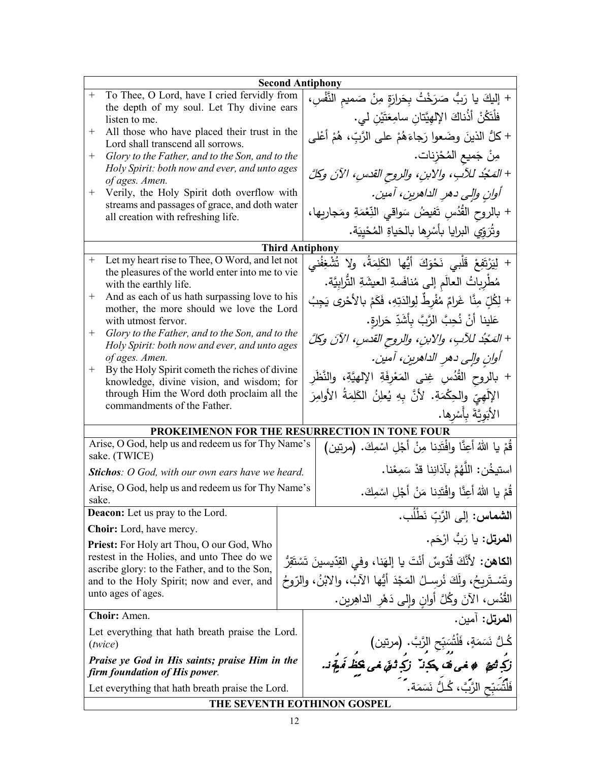| Second Antiphony | |
|---|---|
| + To Thee, O Lord, have I cried fervidly from the depth of my soul. Let Thy divine ears listen to me. | + إليكَ يا رَبُّ صَرَخْتُ بِحَرارَةٍ مِنْ صَميمِ النَّفْسِ، فلْتَكُنْ أذُناكَ الإلهِيَّتانِ سامِعَتَيْنِ لي. |
| + All those who have placed their trust in the Lord shall transcend all sorrows. | + كلُّ الذينَ وضَعوا رَجاءَهُمْ على الرَّبِّ، هُمْ أعْلى مِنْ جَميعِ المُحْزِنات. |
| + *Glory to the Father, and to the Son, and to the Holy Spirit: both now and ever, and unto ages of ages. Amen.* | + *المَجْدُ للآبِ، والابنِ، والروحِ القدسِ، الآنَ وكلَّ أوانٍ وإلى دهرِ الداهرين، آمين.* |
| + Verily, the Holy Spirit doth overflow with streams and passages of grace, and doth water all creation with refreshing life. | + بالروحِ القُدُسِ تَفيضُ سَواقي النِّعْمَةِ ومَجاريها، وتُرَوّي البرايا بأسْرِها بالحَياةِ المُحْيِيَة. |

| Third Antiphony | |
|---|---|
| + Let my heart rise to Thee, O Word, and let not the pleasures of the world enter into me to vie with the earthly life. | + لِيَرْتَفِعْ قَلْبي نَحْوَكَ أيُّها الكَلِمَةُ، ولا تُشْغِفُني مُطْرِباتُ العالَمِ إلى مُنافَسةِ العيشَةِ التُّرابِيَّة. |
| + And as each of us hath surpassing love to his mother, the more should we love the Lord with utmost fervor. | + لِكُلٍّ مِنَّا غَرامٌ مُفْرِطٌ لِوالدَتِهِ، فَكَمْ بالأحْرى يَجِبُ عَلينا أنْ نُحِبَّ الرَّبَّ بِأشَدِّ حَرارةٍ. |
| + *Glory to the Father, and to the Son, and to the Holy Spirit: both now and ever, and unto ages of ages. Amen.* | + *المَجْدُ للآبِ، والابنِ، والروحِ القدسِ، الآنَ وكلَّ أوانٍ وإلى دهرِ الداهرين، آمين.* |
| + By the Holy Spirit cometh the riches of divine knowledge, divine vision, and wisdom; for through Him the Word doth proclaim all the commandments of the Father. | + بالروحِ القُدُسِ غِنى المَعْرِفَةِ الإلهيَّةِ، والنَّظَرِ الإلَهِيِّ والحِكْمَةِ. لأنَّ بِهِ يُعلِنُ الكَلِمَةُ الأوامِرَ الأبَوِيَّةَ بِأَسْرِها. |

| PROKEIMENON FOR THE RESURRECTION IN TONE FOUR | |
|---|---|
| Arise, O God, help us and redeem us for Thy Name's sake. (TWICE) | قُمْ يا اللهُ أعِنَّا وافْتَدِنا مِنْ أجْلِ اسْمِكَ. (مرتين) |
| ***Stichos**: O God, with our own ears have we heard.* | استيخُن: اللَّهُمَّ بآذانِنا قدْ سَمِعْنا. |
| Arise, O God, help us and redeem us for Thy Name's sake. | قُمْ يا اللهُ أعِنَّا وافْتَدِنا مَنْ أجْلِ اسْمِكَ. |

| | |
|---|---|
| **Deacon:** Let us pray to the Lord. | **الشماس:** إلى الرَّبِّ نَطْلُب. |
| **Choir:** Lord, have mercy. | **المرتل:** يا رَبُّ ارْحَم. |
| **Priest:** For Holy art Thou, O our God, Who restest in the Holies, and unto Thee do we ascribe glory: to the Father, and to the Son, and to the Holy Spirit; now and ever, and unto ages of ages. | **الكاهن:** لأنَّكَ قُدّوسٌ أنْتَ يا إلهَنا، وفي القِدّيسينَ تَسْتَقِرُّ وتَسْتَريحُ، ولَكَ نُرسِلُ المَجْدَ أيُّها الآبُ، والابْنُ، والرّوحُ القُدُس، الآنَ وكُلَّ أوانٍ وإلى دَهْرِ الداهِرين. |
| **Choir:** Amen. | **المرتل:** آمين. |
| Let everything that hath breath praise the Lord. (*twice*) | كُلُّ نَسَمَةٍ، فَلْتُسَبِّحِ الرَّبَّ. (مرتين) |
| ***Praise ye God in His saints; praise Him in the firm foundation of His power.*** | ***سَبِّحوا اللهَ في جَميعِ قِدِّيسيهِ، سَبِّحوهُ في جَلَدِ قُوَّتِه.*** |
| Let everything that hath breath praise the Lord. | فَلْتُسَبِّحِ الرَّبَّ، كُلُّ نَسَمَة. |

## THE SEVENTH EOTHINON GOSPEL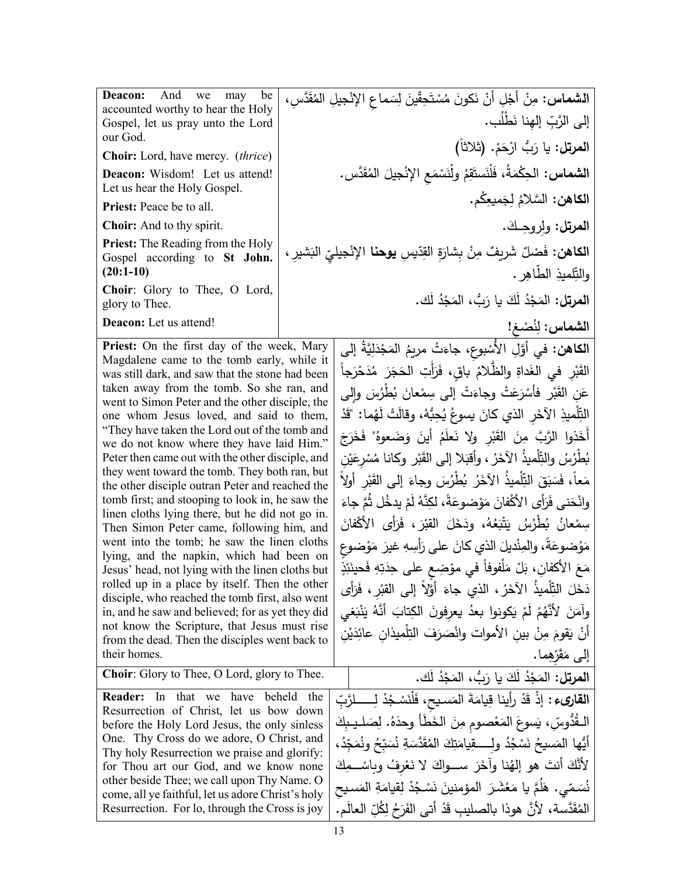| | |
|---|---|
| **Deacon:** And we may be accounted worthy to hear the Holy Gospel, let us pray unto the Lord our God. | **الشماس:** مِنْ أَجْلِ أَنْ نَكونَ مُسْتَحِقِّينَ لِسَماعِ الإنْجيلِ المُقَدَّسِ، إلى الرَّبِّ إلهِنا نَطْلُب. |
| **Choir:** Lord, have mercy. (*thrice*) | **المرتل:** يا رَبُّ ارْحَمْ. (ثلاثاً) |
| **Deacon:** Wisdom! Let us attend! Let us hear the Holy Gospel. | **الشماس:** الحِكْمَةُ، فَلْنَستَقِمْ ولْنَسْمَعِ الإنْجيلَ المُقَدَّس. |
| **Priest:** Peace be to all. | **الكاهن:** السَّلامُ لِجَميعِكُم. |
| **Choir:** And to thy spirit. | **المرتل:** ولِروحِكَ. |
| **Priest:** The Reading from the Holy Gospel according to **St John. (20:1-10)** | **الكاهن:** فَصْلٌ شَريفٌ مِنْ بِشارَةِ القِدّيسِ **يوحنا** الإنْجيليِّ البَشيرِ، والتِّلميذِ الطّاهِر. |
| **Choir**: Glory to Thee, O Lord, glory to Thee. | **المرتل:** المَجْدُ لَكَ يا رَبُّ، المَجْدُ لَك. |
| **Deacon:** Let us attend! | **الشماس:** لِنُصْغ! |
| **Priest:** On the first day of the week, Mary Magdalene came to the tomb early, while it was still dark, and saw that the stone had been taken away from the tomb. So she ran, and went to Simon Peter and the other disciple, the one whom Jesus loved, and said to them, "They have taken the Lord out of the tomb and we do not know where they have laid Him." Peter then came out with the other disciple, and they went toward the tomb. They both ran, but the other disciple outran Peter and reached the tomb first; and stooping to look in, he saw the linen cloths lying there, but he did not go in. Then Simon Peter came, following him, and went into the tomb; he saw the linen cloths lying, and the napkin, which had been on Jesus' head, not lying with the linen cloths but rolled up in a place by itself. Then the other disciple, who reached the tomb first, also went in, and he saw and believed; for as yet they did not know the Scripture, that Jesus must rise from the dead. Then the disciples went back to their homes. | **الكاهن:** في أَوَّلِ الأُسْبوعِ، جاءَتْ مريمُ المَجْدَلِيَّةُ إلى القَبْرِ في الغَداةِ والظَّلامُ باقٍ، فَرَأَتِ الحَجَرَ مُدَحْرَجاً عَنِ القَبْرِ فأَسْرَعَتْ وجاءَتْ إلى سِمْعانَ بُطْرُسَ وإلى التِّلْميذِ الآخَرِ الذي كانَ يسوعُ يُحِبُّهُ، وقالَتْ لَهُما: "قَدْ أَخَذوا الرَّبَّ مِنَ القَبْرِ ولا نَعلَمُ أينَ وَضَعوهُ" فَخَرَجَ بُطْرُسُ والتِّلْميذُ الآخَرُ، وأَقبَلا إلى القَبْرِ وكانا مُسْرِعَيْنِ مَعاً، فَسَبَقَ التِّلْميذُ الآخَرُ بُطْرُسَ وجاءَ إلى القَبْرِ أولاً وانْحَنى فَرَأى الأكْفانَ مَوْضوعَةً، لكِنَّهُ لَمْ يدخُل ثُمَّ جاءَ سِمْعانُ بُطْرُسُ يَتْبَعُهُ، ودَخَلَ القَبْرَ، فَرَأى الأَكْفانَ مَوْضوعَةً، والمِنْديلَ الذي كانَ على رَأسِهِ غيرَ مَوْضوعٍ مَعَ الأكفانِ، بَلْ مَلْفوفاً في مَوْضِعٍ على حِدَتِهِ فَحينَئِذٍ دَخَلَ التِّلْميذُ الآخَرُ، الذي جاءَ أَوَّلاً إلى القَبْرِ، فَرَأى وآمَنَ لأَنَّهُمْ لَمْ يَكونوا بعدُ يعرِفونَ الكِتابَ أنَّهُ يَنْبَغي أنْ يَقومَ مِنْ بينِ الأمواتِ وانْصَرَفَ التِّلميذانِ عائِدَيْنِ إلى مَقَرِّهِما. |
| **Choir**: Glory to Thee, O Lord, glory to Thee. | **المرتل:** المَجْدُ لَكَ يا رَبُّ، المَجْدُ لَك. |
| **Reader:** In that we have beheld the Resurrection of Christ, let us bow down before the Holy Lord Jesus, the only sinless One. Thy Cross do we adore, O Christ, and Thy holy Resurrection we praise and glorify: for Thou art our God, and we know none other beside Thee; we call upon Thy Name. O come, all ye faithful, let us adore Christ's holy Resurrection. For lo, through the Cross is joy | **القارىء:** إذْ قَدْ رأينا قِيامَةَ المَسيحِ، فَلْنَسْجُدْ لِلرَّبِّ القُدُّوسِ، يَسوعَ المَعْصومِ مِنَ الخَطَأِ وحدَهُ. لِصَليبِكَ أيُّها المَسيحُ نَسْجُدُ ولِقِيامَتِكَ المُقَدَّسَةِ نُسَبِّحُ ونُمَجِّدُ، لأَنَّكَ أنتَ هو إلهُنا وآخَرَ سِواكَ لا نَعْرِفُ وباسْمِكَ نُسَمّي. هَلُمَّ يا مَعْشَرَ المؤمنينَ نَسْجُدْ لِقيامَةِ المَسيحِ المُقَدَّسة، لأنَّ هوذا بالصليبِ قَدْ أتى الفَرَحُ لِكُلِّ العالَم. |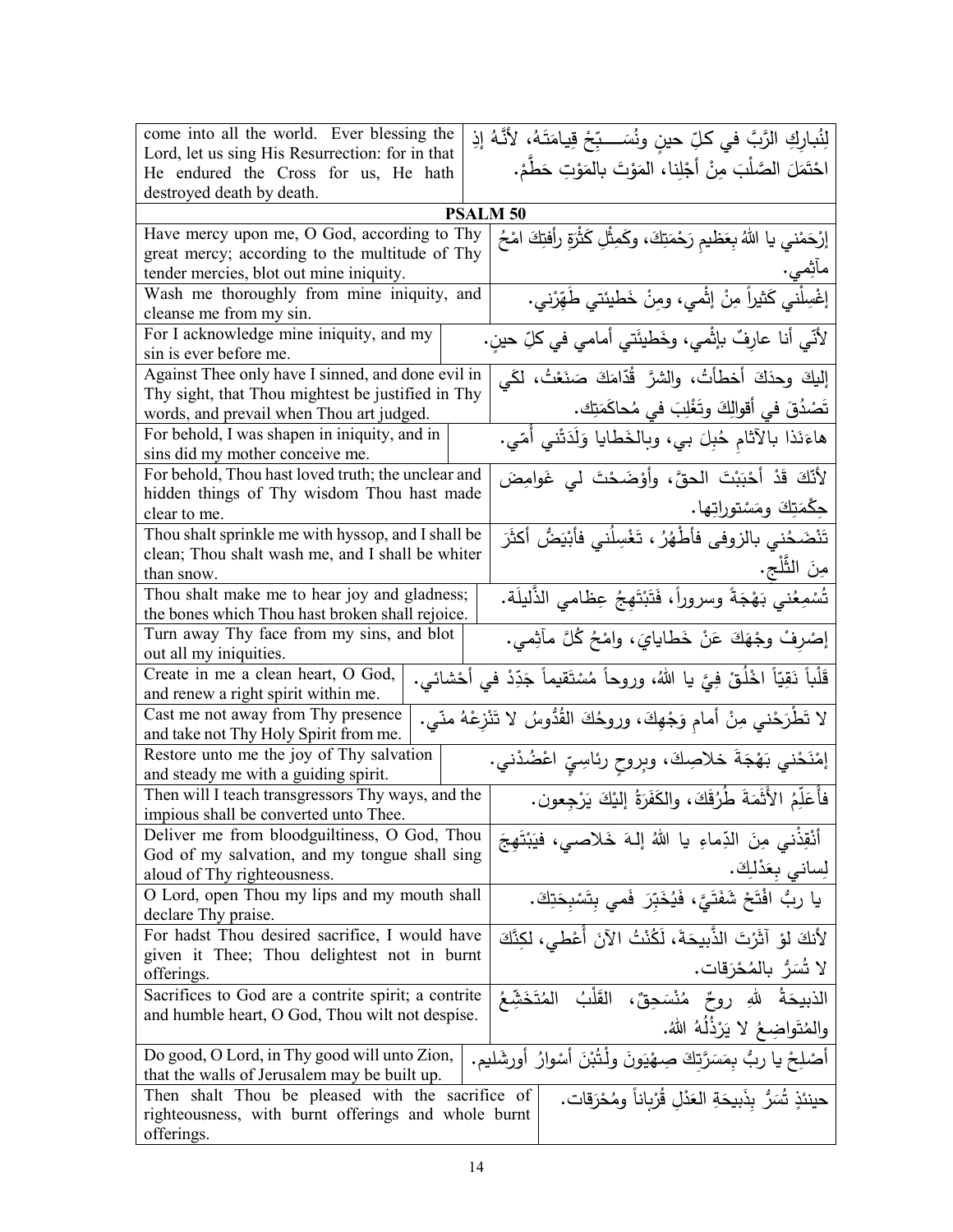| | |
|---|---|
| come into all the world. Ever blessing the Lord, let us sing His Resurrection: for in that He endured the Cross for us, He hath destroyed death by death. | لِنُبارِكِ الرَّبَّ في كلِّ حينٍ ونُسَـــبِّحْ قيامَتَهُ، لأنَّهُ إذِ احْتَمَلَ الصَّلْبَ مِنْ أَجْلِنا، المَوْتَ بالمَوْتِ حَطَّمْ. |
| **PSALM 50** | |
| Have mercy upon me, O God, according to Thy great mercy; according to the multitude of Thy tender mercies, blot out mine iniquity. | إرْحَمْني يا اللهُ بِعَظيمِ رَحْمَتِكَ، وكَمِثْلِ كَثْرَةِ رأفتِكَ امْحُ مآثِمي. |
| Wash me thoroughly from mine iniquity, and cleanse me from my sin. | إغْسِلْني كَثيراً مِنْ إثْمي، ومِنْ خَطيئَتي طَهِّرْني. |
| For I acknowledge mine iniquity, and my sin is ever before me. | لأنّي أنا عارِفٌ بإثْمي، وخَطيئَتي أمامي في كلِّ حينٍ. |
| Against Thee only have I sinned, and done evil in Thy sight, that Thou mightest be justified in Thy words, and prevail when Thou art judged. | إليكَ وحدَكَ أخطأتُ، والشرَّ قُدّامَكَ صَنَعْتُ، لكَي تَصْدُقَ في أقوالِكَ وتَغْلِبَ في مُحاكَمَتِك. |
| For behold, I was shapen in iniquity, and in sins did my mother conceive me. | هاءنَذا بالآثامِ حُبِلَ بي، وبالخَطايا وَلَدَتْني أُمّي. |
| For behold, Thou hast loved truth; the unclear and hidden things of Thy wisdom Thou hast made clear to me. | لأنّكَ قَدْ أحْبَبْتَ الحقَّ، وأوْضَحْتَ لي غَوامِضَ حِكْمَتِكَ ومَسْتوراتِها. |
| Thou shalt sprinkle me with hyssop, and I shall be clean; Thou shalt wash me, and I shall be whiter than snow. | تَنْضَحُني بالزوفى فأطْهُرُ، تَغْسِلُني فأبْيَضُّ أكثَرَ مِنَ الثَّلْج. |
| Thou shalt make me to hear joy and gladness; the bones which Thou hast broken shall rejoice. | تُسْمِعُني بَهْجَةً وسروراً، فَتَبْتَهِجُ عِظامي الذَّليلَة. |
| Turn away Thy face from my sins, and blot out all my iniquities. | إصْرِفْ وجْهَكَ عَنْ خَطايايَ، وامْحُ كُلَّ مآثِمي. |
| Create in me a clean heart, O God, and renew a right spirit within me. | قَلْباً نَقِيّاً اخْلُقْ فِيَّ يا اللهُ، وروحاً مُسْتَقيماً جَدِّدْ في أحْشائي. |
| Cast me not away from Thy presence and take not Thy Holy Spirit from me. | لا تَطْرَحْني مِنْ أمامِ وَجْهِكَ، وروحُكَ القُدُّوسُ لا تَنْزِعْهُ منّي. |
| Restore unto me the joy of Thy salvation and steady me with a guiding spirit. | إمْنَحْني بَهْجَةَ خلاصِكَ، وبِروحٍ رئاسِيٍّ اعْضُدْني. |
| Then will I teach transgressors Thy ways, and the impious shall be converted unto Thee. | فأُعَلِّمُ الأَثَمَةَ طُرُقَكَ، والكَفَرَةُ إلَيْكَ يَرْجِعون. |
| Deliver me from bloodguiltiness, O God, Thou God of my salvation, and my tongue shall sing aloud of Thy righteousness. | أنْقِذْني مِنَ الدِّماءِ يا اللهُ إلهَ خَلاصي، فيَبْتَهِجَ لِساني بِعَدْلِكَ. |
| O Lord, open Thou my lips and my mouth shall declare Thy praise. | يا ربُّ افْتَحْ شَفَتَيَّ، فَيُخَبِّرَ فَمي بِتَسْبِحَتِكَ. |
| For hadst Thou desired sacrifice, I would have given it Thee; Thou delightest not in burnt offerings. | لأنكَ لوْ آثَرْتَ الذَّبيحَةَ، لَكُنْتُ الآنَ أُعْطي، لكِنَّكَ لا تُسَرُّ بالمُحْرَقات. |
| Sacrifices to God are a contrite spirit; a contrite and humble heart, O God, Thou wilt not despise. | الذبيحَةُ للهِ روحٌ مُنْسَحِقٌ، القَلْبُ المُتَخَشِّعُ والمُتَواضِعُ لا يَرْذُلُهُ اللهُ. |
| Do good, O Lord, in Thy good will unto Zion, that the walls of Jerusalem may be built up. | أَصْلِحْ يا ربُّ بِمَسَرَّتِكَ صِهْيَونَ ولْتُبْنَ أسْوارُ أورشَليم. |
| Then shalt Thou be pleased with the sacrifice of righteousness, with burnt offerings and whole burnt offerings. | حينئذٍ تُسَرُّ بِذَبيحَةِ العَدْلِ قُرْباناً ومُحْرَقات. |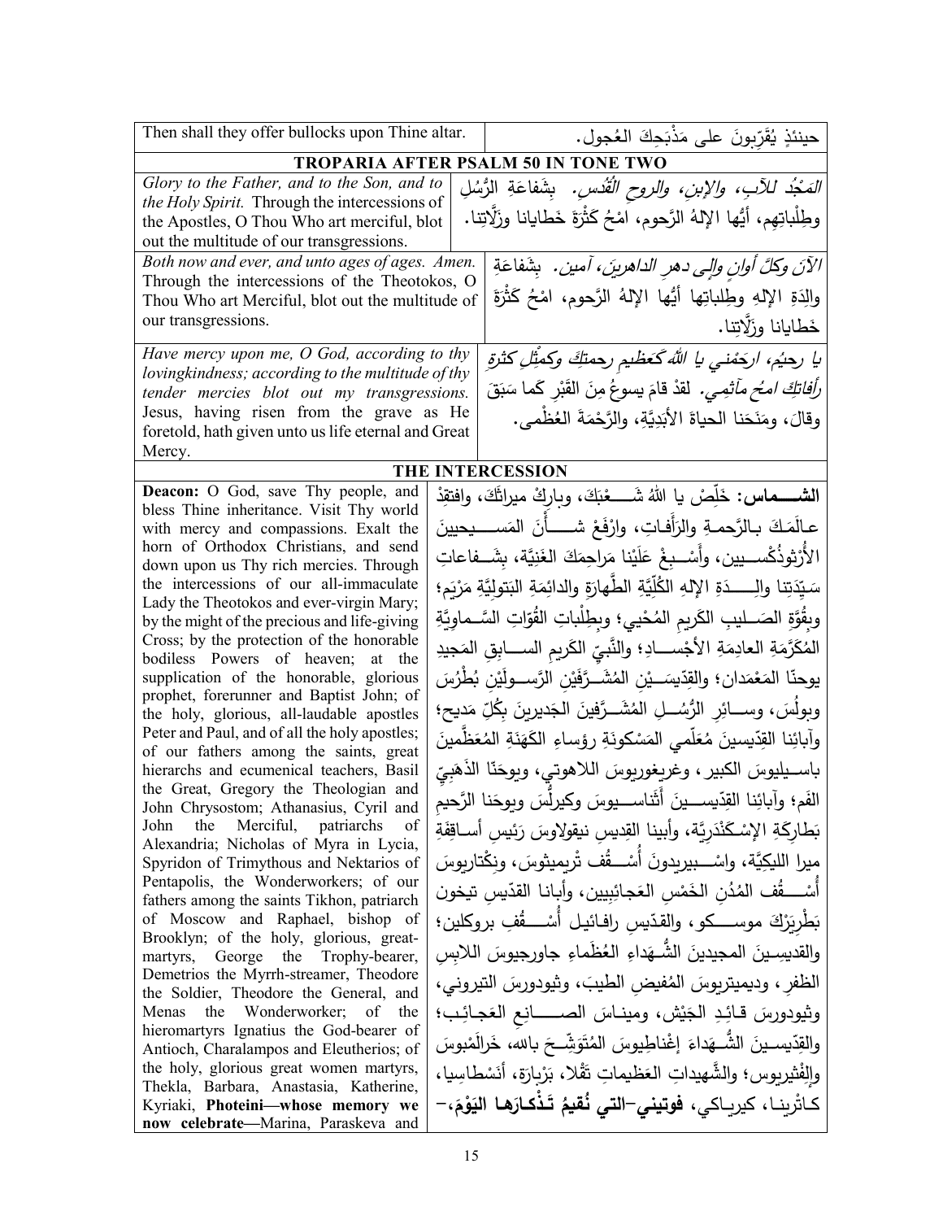| Then shall they offer bullocks upon Thine altar. | حينئذٍ يُقَرِّبونَ على مَذْبَحِكَ العُجول. |
|---|---|

**TROPARIA AFTER PSALM 50 IN TONE TWO**

| | |
|---|---|
| *Glory to the Father, and to the Son, and to the Holy Spirit.* Through the intercessions of the Apostles, O Thou Who art merciful, blot out the multitude of our transgressions. | *المَجْدُ للآبِ، والإبنِ، والروحِ القُدُس.* بشَفاعَةِ الرُّسُلِ وطِلْباتِهِم، أيُّها الإلهُ الرَّحوم، امْحُ كَثْرَةَ خَطايانا وزَلَّاتِنا. |
| *Both now and ever, and unto ages of ages. Amen.* Through the intercessions of the Theotokos, O Thou Who art Merciful, blot out the multitude of our transgressions. | *الآنَ وكلَّ أوانٍ وإلى دهرِ الداهرين، آمين.* بشَفاعَةِ والِدَةِ الإلهِ وطِلباتِها أيُّها الإلهُ الرَّحوم، امْحُ كَثْرَةَ خَطايانا وزَلَّاتِنا. |
| *Have mercy upon me, O God, according to thy lovingkindness; according to the multitude of thy tender mercies blot out my transgressions.* Jesus, having risen from the grave as He foretold, hath given unto us life eternal and Great Mercy. | *يا رحيُم، ارحَمْني يا اللهُ كعَظيمِ رحمتِكَ وكمِثْلِ كثرةِ رأفاتِكَ امحُ مآثِمي.* لقدْ قامَ يسوعُ مِنَ القَبْرِ كَما سَبَقَ وقالَ، ومَنَحَنا الحياةَ الأبَدِيَّةَ، والرَّحْمَةَ العُظْمى. |

**THE INTERCESSION**

| | |
|---|---|
| **Deacon:** O God, save Thy people, and bless Thine inheritance. Visit Thy world with mercy and compassions. Exalt the horn of Orthodox Christians, and send down upon us Thy rich mercies. Through the intercessions of our all-immaculate Lady the Theotokos and ever-virgin Mary; by the might of the precious and life-giving Cross; by the protection of the honorable bodiless Powers of heaven; at the supplication of the honorable, glorious prophet, forerunner and Baptist John; of the holy, glorious, all-laudable apostles Peter and Paul, and of all the holy apostles; of our fathers among the saints, great hierarchs and ecumenical teachers, Basil the Great, Gregory the Theologian and John Chrysostom; Athanasius, Cyril and John the Merciful, patriarchs of Alexandria; Nicholas of Myra in Lycia, Spyridon of Trimythous and Nektarios of Pentapolis, the Wonderworkers; of our fathers among the saints Tikhon, patriarch of Moscow and Raphael, bishop of Brooklyn; of the holy, glorious, great-martyrs, George the Trophy-bearer, Demetrios the Myrrh-streamer, Theodore the Soldier, Theodore the General, and Menas the Wonderworker; of the hieromartyrs Ignatius the God-bearer of Antioch, Charalampos and Eleutherios; of the holy, glorious great women martyrs, Thekla, Barbara, Anastasia, Katherine, Kyriaki, **Photeini—whose memory we now celebrate**—Marina, Paraskeva and | **الشمّاس:** خَلِّصْ يا اللهُ شَعْبَكَ، وبارِكْ ميراثَكَ، وافتقِدْ عالَمَكَ بالرَّحمةِ والرأفاتِ، وارْفَعْ شأنَ المَسيحيينَ الأُرْثوذُكْسيين، وأَسْبِغْ عَلَيْنا مَراحِمَكَ الغَنِيَّة، بشَفاعاتِ سَيِّدَتِنا والِدَةِ الإلهِ الكُلِّيَّةِ الطَّهارَةِ والدائِمَةِ البَتولِيَّةِ مَرْيَم؛ وبِقُوَّةِ الصَليبِ الكَريمِ المُحْيي؛ وبِطِلْباتِ القُوّاتِ السَّماوِيَّةِ المُكَرَّمَةِ العادِمَةِ الأجْسادِ؛ والنَّبيِّ الكَريمِ السابِقِ المَجيدِ يوحنّا المَعْمَدان؛ والقِدّيسَيْنِ المُشَرَّفَيْنِ الرَّسولَيْنِ بُطْرُسَ وبولُسَ، وسائِرِ الرُّسُلِ المُشَرَّفينَ الجَديرينَ بِكُلِّ مَديح؛ وآبائِنا القِدّيسينَ مُعَلِّمي المَسْكونَةِ رؤساءِ الكَهَنَةِ المُعَظَّمينَ باسيليوسَ الكبير، وغريغوريوسَ اللاهوتي، ويوحَنّا الذَهَبِيِّ الفَمِ؛ وآبائِنا القِدّيسينَ أَثَناسيوسَ وكيرلُّسَ ويوحَنا الرَّحيمِ بَطارِكَةِ الإسْكَنْدَرِيَّة، وأبينا القِديسِ نيقولاوسَ رَئيسِ أساقِفَةِ ميرا الليكِيَّة، واسْبيريدونَ أُسْقُفِ تْريميثوسَ، ونِكْتاريوسَ أُسْقُفِ المُدُنِ الخَمْسِ العَجائِبِيين، وأبانا القدّيسِ تيخون بَطْرِيَرْكَ موسكو، والقدّيسِ رافائيل أُسْقُفِ بروكلين؛ والقديسينَ المجيدينَ الشُّهَداءِ العُظَماءِ جاورجيوسَ اللابِسِ الظفرِ، وديميتريوسَ المُفيضِ الطيبَ، وثيودورسَ التيروني، وثيودورسَ قائِدِ الجَيْش، وميناسَ الصانِعِ العَجائِب؛ والقِدّيسينَ الشُّهَداءَ إغْناطِيوسَ المُتَوَشِّحَ بالله، خَرالَمْبوسَ والِفْثيريوس؛ والشَّهيداتِ العَظيماتِ تقْلا، بَرْبارَة، أنَسْطاسِيا، كاتْرينا، كيرياكي، **فوتيني–التي نُقيمُ تَذْكارَها اليَوْمَ**،– |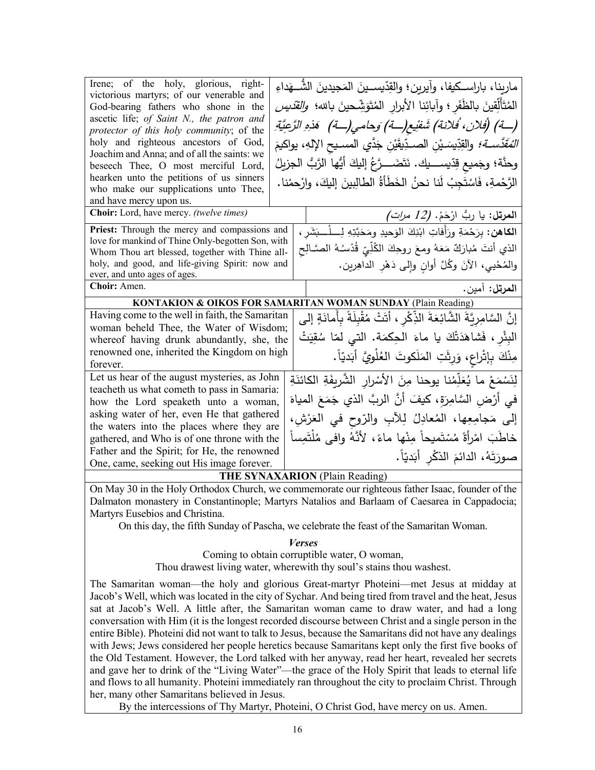| English | Arabic |
|---|---|
| Irene; of the holy, glorious, right-victorious martyrs; of our venerable and God-bearing fathers who shone in the ascetic life; *of Saint N., the patron and protector of this holy community*; of the holy and righteous ancestors of God, Joachim and Anna; and of all the saints: we beseech Thee, O most merciful Lord, hearken unto the petitions of us sinners who make our supplications unto Thee, and have mercy upon us. | مارينا، باراسكيفا، وآيرين؛ والقِدّيسينَ المَجيدينَ الشُّهَداءِ المُتَأَلِّقينَ بالظَفَرِ؛ وآبائِنا الأبرارِ المُتَوَشِّحينَ بالله؛ *والقدّيس (ـة) (فلان، فُلانة) شَفيعِ(ـة) وَحامي(ـة) هَذهِ الرَّعيَّةِ المُقَدَّسة*؛ والقِدّيسَيْنِ الصِدّيقَيْنِ جَدَّي المسيحِ الإلهِ، يواكيمَ وحنَّة؛ وجَميعِ قِدّيسيك. نَتَضَرَّعُ إليكَ أيُّها الرَّبُّ الجزيلُ الرَّحْمةِ، فَاسْتَجِبْ لَنا نحنُ الخَطَأةُ الطالِبينَ إليكَ، وارْحمْنا. |
| **Choir:** Lord, have mercy. *(twelve times)* | **المرتل:** يا ربُّ ارْحَمْ. *(12 مرات)* |
| **Priest:** Through the mercy and compassions and love for mankind of Thine Only-begotten Son, with Whom Thou art blessed, together with Thine all-holy, and good, and life-giving Spirit: now and ever, and unto ages of ages. | **الكاهن:** بِرَحْمَةِ ورأفاتِ ابْنِكَ الوَحيدِ ومَحَبَّتِهِ لِلْبَشَرِ، الذي أنتَ مُبارَكٌ مَعَهُ ومعَ روحِكَ الكُلِّيِّ قُدْسُهُ الصَّالِحِ والمُحْيي، الآنَ وكُلَّ أوانٍ وإلى دَهْرِ الداهِرين. |
| **Choir:** Amen. | **المرتل:** آمين. |

**KONTAKION & OIKOS FOR SAMARITAN WOMAN SUNDAY** (Plain Reading)

| English | Arabic |
|---|---|
| Having come to the well in faith, the Samaritan woman beheld Thee, the Water of Wisdom; whereof having drunk abundantly, she, the renowned one, inherited the Kingdom on high forever. | إنَّ السَّامِرِيَّةَ الشَّائِعَةَ الذِّكْرِ، أتَتْ مُقْبِلَةً بِأمانَةٍ إلى البِئْرِ، فَشاهَدَتْكَ يا ماءَ الحِكمَة. التي لمّا سُقِيَتْ مِنْكَ بِإتْراعٍ، وَرِثَتِ المَلَكوتَ العُلْوِيَّ أبَدِيّاً. |
| Let us hear of the august mysteries, as John teacheth us what cometh to pass in Samaria: how the Lord speaketh unto a woman, asking water of her, even He that gathered the waters into the places where they are gathered, and Who is of one throne with the Father and the Spirit; for He, the renowned One, came, seeking out His image forever. | لِنَسْمَعْ ما يُعَلِّمُنا يوحنا مِنَ الأسْرارِ الشَّريفَةِ الكائنَةِ في أرْضِ السَّامِرَةِ، كيفَ أنَّ الربَّ الذي جَمَعَ المياهَ إلى مَجامِعِها، المُعادِلُ لِلآبِ والرّوحِ في العَرْشِ، خاطَبَ امْرأةً مُسْتَميحاً مِنْها ماءً، لأنَّهُ وافى مُلْتَمِساً صورَتَهُ، الدائمَ الذكْرِ أبَدِيّاً. |

**THE SYNAXARION** (Plain Reading)

On May 30 in the Holy Orthodox Church, we commemorate our righteous father Isaac, founder of the Dalmaton monastery in Constantinople; Martyrs Natalios and Barlaam of Caesarea in Cappadocia; Martyrs Eusebios and Christina.

On this day, the fifth Sunday of Pascha, we celebrate the feast of the Samaritan Woman.

***Verses***

Coming to obtain corruptible water, O woman,
Thou drawest living water, wherewith thy soul's stains thou washest.

The Samaritan woman—the holy and glorious Great-martyr Photeini—met Jesus at midday at Jacob's Well, which was located in the city of Sychar. And being tired from travel and the heat, Jesus sat at Jacob's Well. A little after, the Samaritan woman came to draw water, and had a long conversation with Him (it is the longest recorded discourse between Christ and a single person in the entire Bible). Photeini did not want to talk to Jesus, because the Samaritans did not have any dealings with Jews; Jews considered her people heretics because Samaritans kept only the first five books of the Old Testament. However, the Lord talked with her anyway, read her heart, revealed her secrets and gave her to drink of the "Living Water"—the grace of the Holy Spirit that leads to eternal life and flows to all humanity. Photeini immediately ran throughout the city to proclaim Christ. Through her, many other Samaritans believed in Jesus.

By the intercessions of Thy Martyr, Photeini, O Christ God, have mercy on us. Amen.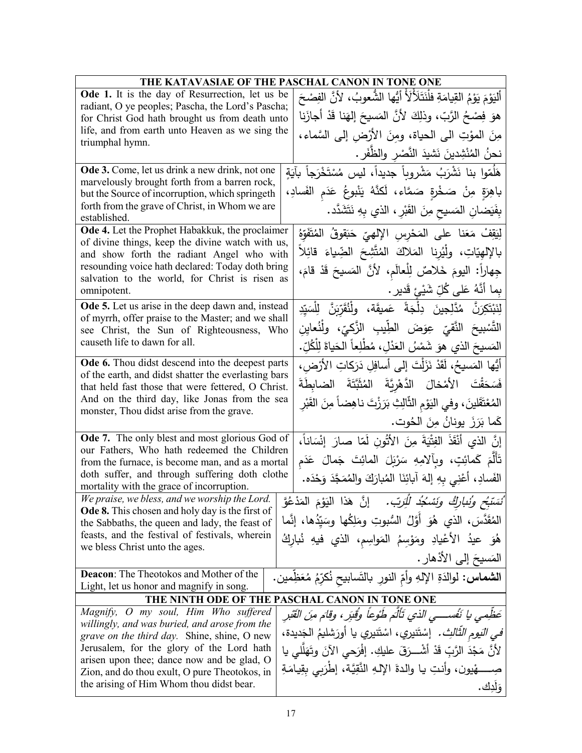| THE KATAVASIAE OF THE PASCHAL CANON IN TONE ONE | |
|---|---|
| **Ode 1.** It is the day of Resurrection, let us be radiant, O ye peoples; Pascha, the Lord's Pascha; for Christ God hath brought us from death unto life, and from earth unto Heaven as we sing the triumphal hymn. | أَليَوْمَ يَوْمُ القِيامَةِ فلْنَتَلأْلأْ أيُّها الشُّعوبُ، لأنَّ الفِصْحَ هوَ فِصْحُ الرَّبّ، وذلِكَ لأنَّ المَسيحَ إلهَنا قَدْ أجازَنا مِنَ المَوْتِ الى الحياة، ومِنَ الأَرْضِ إلى السَّماء، نحنُ المُنْشِدينَ نَشيدَ النَّصْرِ والظَّفَر. |
| **Ode 3.** Come, let us drink a new drink, not one marvelously brought forth from a barren rock, but the Source of incorruption, which springeth forth from the grave of Christ, in Whom we are established. | هَلُمّوا بنا نَشْرَبُ مَشْروباً جديداً، ليس مُسْتَخْرَجاً بآيَةٍ باهِرَةٍ مِنْ صَخْرةٍ صَمَّاء، لَكنَّهُ يَنْبوعُ عَدَمِ الفَسادِ، بِفَيَضانِ المَسيحِ مِنَ القَبْرِ، الذي بِهِ نَتَشَدَّد. |
| **Ode 4.** Let the Prophet Habakkuk, the proclaimer of divine things, keep the divine watch with us, and show forth the radiant Angel who with resounding voice hath declared: Today doth bring salvation to the world, for Christ is risen as omnipotent. | لِيَقِفْ مَعَنا على المَحْرِسِ الإلهيّ حَبَقوقُ المُتَفَوِّهُ بالإلهيّاتِ، ولْيُرِنا المَلاكَ المُتَّشِحَ الضِّياءَ قائلاً جِهاراً: اليومَ خَلاصٌ لِلْعالَمِ، لأنَّ المَسيحَ قَدْ قامَ، بِما أَنَّهُ عَلى كُلِّ شَيْئٍ قَدير. |
| **Ode 5.** Let us arise in the deep dawn and, instead of myrrh, offer praise to the Master; and we shall see Christ, the Sun of Righteousness, Who causeth life to dawn for all. | لِنَبْتَكِرَنَّ مُدَّلِجينَ دِلْجَةً عَميقَة، ولْنُقَرِّبَنَّ لِلْسَيِّدِ التَّسْبيحَ النَّقيّ عِوَضَ الطِّيبِ الزَّكيّ، ولْنُعايِنِ المَسيحَ الذي هوَ شَمْسُ العَدْلِ، مُطْلِعاً الحَياةَ لِلْكُلِّ. |
| **Ode 6.** Thou didst descend into the deepest parts of the earth, and didst shatter the everlasting bars that held fast those that were fettered, O Christ. And on the third day, like Jonas from the sea monster, Thou didst arise from the grave. | أيُّها المَسيحُ، لَقَدْ نَزَلْتَ إلى أسافِلِ دَرَكاتِ الأرْضِ، فَسَحَقْتَ الأمْخالَ الدَّهْرِيَّةَ المُثَبَّتَةَ الضابِطَةَ المُعْتَقَلينَ، وفي اليَوْمِ الثّالِثِ بَرَزْتَ ناهِضاً مِنَ القَبْرِ كَما بَرَزَ يونانُ مِنَ الحُوت. |
| **Ode 7.** The only blest and most glorious God of our Fathers, Who hath redeemed the Children from the furnace, is become man, and as a mortal doth suffer, and through suffering doth clothe mortality with the grace of incorruption. | إنَّ الذي أَنْقَذَ الفِتْيَةَ مِنَ الأَتُونِ لَمّا صارَ إنْساناً، تَألَّمَ كَمائِتٍ، وبِآلامِهِ سَرْبَلَ المائِتَ جَمالَ عَدَمِ الفَسادِ، أَعْنِي بِهِ إلهَ آبائِنَا المُبارَكَ والمُمَجَّدَ وَحْدَه. |
| *We praise, we bless, and we worship the Lord.* **Ode 8.** This chosen and holy day is the first of the Sabbaths, the queen and lady, the feast of feasts, and the festival of festivals, wherein we bless Christ unto the ages. | *نُسَبِّحُ ونُبارِكُ ونَسْجُدُ لِلْرَبّ.* إنَّ هَذا اليَوْمَ المَدْعُوَّ المُقَدَّسَ، الذي هُوَ أَوَّلُ السُّبوتِ ومَلِكُها وسَيِّدُها، إنَّما هُوَ عيدُ الأعْيادِ ومَوْسِمُ المَواسِمِ، الذي فيهِ نُبارِكُ المَسيحَ إلى الأدْهار. |
| **Deacon**: The Theotokos and Mother of the Light, let us honor and magnify in song. | **الشماس:** لوالدَةِ الإلهِ وأُمِّ النورِ بالتَسابيحِ نُكَرِّمُ مُعَظِّمين. |
| **THE NINTH ODE OF THE PASCHAL CANON IN TONE ONE** | |
| *Magnify, O my soul, Him Who suffered willingly, and was buried, and arose from the grave on the third day.* Shine, shine, O new Jerusalem, for the glory of the Lord hath arisen upon thee; dance now and be glad, O Zion, and do thou exult, O pure Theotokos, in the arising of Him Whom thou didst bear. | *عَظِّمي يا نَفْسـي الذي تَألَّمَ طَوْعاً وقُبِرَ، وقامَ مِنَ القَبْرِ في اليَومِ الثّالِث.* إسْتَنيري، اسْتَنيري يا أورَشليمُ الجَديدة، لأنَّ مَجْدَ الرَّبِّ قَدْ أشْـرَقَ عليكِ. إفْرَحي الآنَ وتَهَلَّلي يا صِـهْيون، وأنتِ يا والدةَ الإلهِ النَّقِيَّة، إطْرَبي بِقِيامَةِ وَلَدِك. |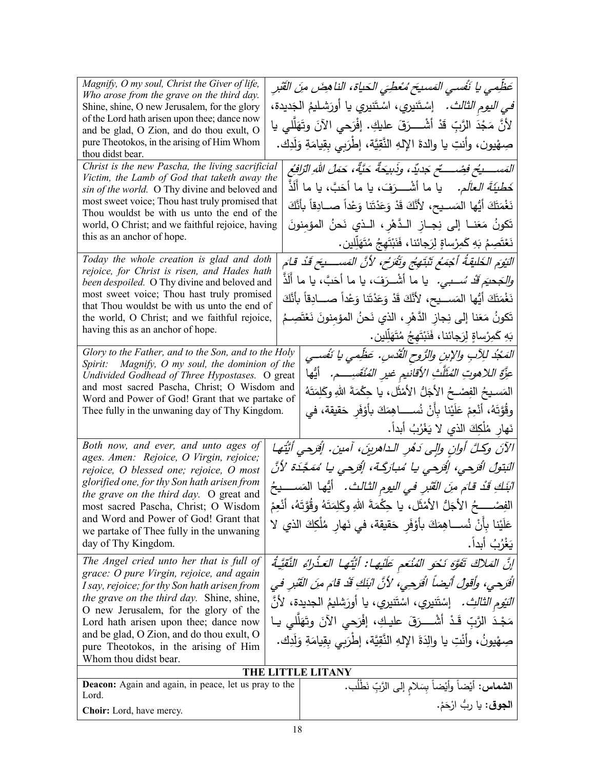| | |
|---|---|
| *Magnify, O my soul, Christ the Giver of life, Who arose from the grave on the third day.* Shine, shine, O new Jerusalem, for the glory of the Lord hath arisen upon thee; dance now and be glad, O Zion, and do thou exult, O pure Theotokos, in the arising of Him Whom thou didst bear. | *عَظِّمي يا نَفْسي المَسيحَ مُعْطِيَ الحَياة، الناهِضَ مِنَ القَبْرِ في اليومِ الثالث.* إسْتَنيري، اسْتَنيري يا أورَشليمُ الجَديدة، لأنَّ مَجْدَ الرَّبِّ قَدْ أشْرَقَ عليكِ. إفْرَحي الآنَ وتَهَلَّلي يا صِهْيَون، وأنتِ يا والدةَ الإلهِ النَّقِيَّة، إطْرَبي بِقيامَةِ وَلَدِكِ. |
| *Christ is the new Pascha, the living sacrificial Victim, the Lamb of God that taketh away the sin of the world.* O Thy divine and beloved and most sweet voice; Thou hast truly promised that Thou wouldst be with us unto the end of the world, O Christ; and we faithful rejoice, having this as an anchor of hope. | *المَسيحُ فِصْحٌ جَديدٌ، وذَبيحَةٌ حَيَّةٌ، حَمَلُ اللهِ الرَّافِعُ خَطيئَةَ العالَم.* يا ما أشْرَفَ، يا ما أحَبَّ، يا ما أَلَذَّ نَغْمَتَكَ أيُّها المَسيح، لأنَّكَ قَدْ وَعَدْتَنا وَعْداً صادِقاً بأنَّكَ تَكونُ مَعَنا إلى نِجازِ الدَّهْرِ، الذي نَحنُ المؤمِنونَ نَعْتَصِمُ بَهِ كَمِرْساةٍ لِرَجائنا، فَنَبْتَهِجُ مُتَهَلِّلين. |
| *Today the whole creation is glad and doth rejoice, for Christ is risen, and Hades hath been despoiled.* O Thy divine and beloved and most sweet voice; Thou hast truly promised that Thou wouldst be with us unto the end of the world, O Christ; and we faithful rejoice, having this as an anchor of hope. | *اليَومَ الخَليقَةُ أجْمَعُ تَبْتَهِجُ وتَفْرَحُ، لأنَّ المَسيحَ قَدْ قامَ والجَحيمَ قَدْ سُبِي.* يا ما أشْرَفَ، يا ما أحَبَّ، يا ما أَلَذَّ نَغْمَتَكَ أيُّها المَسيح، لأنَّكَ قَدْ وَعَدْتَنا وَعْداً صادِقاً بأنَّكَ تَكونُ مَعَنا إلى نِجازِ الدَّهْرِ، الذي نَحنُ المؤمِنونَ نَعْتَصِمُ بَهِ كَمِرْساةٍ لِرَجائنا، فَنَبْتَهِجُ مُتَهَلِّلين. |
| *Glory to the Father, and to the Son, and to the Holy Spirit: Magnify, O my soul, the dominion of the Undivided Godhead of Three Hypostases.* O great and most sacred Pascha, Christ; O Wisdom and Word and Power of God! Grant that we partake of Thee fully in the unwaning day of Thy Kingdom. | *المَجْدُ للآبِ والإبنِ والرُّوحِ القُدُس. عَظِّمي يا نَفْسي عِزَّةَ اللاهوتِ المُثَلَّثِ الأقانيمِ غيرِ المُنْقَسِم.* أيُّها المَسيحُ الفِصْحُ الأجَلُّ الأمْثَل، يا حِكْمَةَ اللهِ وكَلِمَتَهُ وقُوَّتَهُ، أنْعِمْ عَلَيْنا بِأَنْ نُساهِمَكَ بأوْفَرِ حَقيقة، في نَهارِ مُلْكِكَ الذي لا يَغْرُبُ أبداً. |
| *Both now, and ever, and unto ages of ages. Amen: Rejoice, O Virgin, rejoice; rejoice, O blessed one; rejoice, O most glorified one, for thy Son hath arisen from the grave on the third day.* O great and most sacred Pascha, Christ; O Wisdom and Word and Power of God! Grant that we partake of Thee fully in the unwaning day of Thy Kingdom. | *الآنَ وكلَّ أوانٍ وإلى دَهْرِ الداهرينَ، آمين. إفْرَحي أيَّتُها البَتولُ افْرَحي، إفْرَحي يا مُبارَكَة، إفْرَحي يا مُمَجَّدَة لأنَّ ابْنَكِ قَدْ قامَ مِنَ القَبْرِ في اليومِ الثالث.* أيُّها المَسيحُ الفِصْحُ الأجَلُّ الأمْثَل، يا حِكْمَةَ اللهِ وكَلِمَتَهُ وقُوَّتَهُ، أنْعِمْ عَلَيْنا بِأَنْ نُساهِمَكَ بأوْفَرِ حَقيقة، في نَهارِ مُلْكِكَ الذي لا يَغْرُبُ أبداً. |
| *The Angel cried unto her that is full of grace: O pure Virgin, rejoice, and again I say, rejoice; for thy Son hath arisen from the grave on the third day.* Shine, shine, O new Jerusalem, for the glory of the Lord hath arisen upon thee; dance now and be glad, O Zion, and do thou exult, O pure Theotokos, in the arising of Him Whom thou didst bear. | *إنَّ المَلاكَ تَفَوَّهَ نَحْوَ المُنْعَمِ عَلَيْها: أيَّتُها العَذْراءُ النَّقِيَّةُ افْرَحي، وأقولُ أيضاً افْرَحي، لأنَّ ابنَكِ قَدْ قامَ مِنَ القَبْرِ في اليَومِ الثالث.* إسْتَنيري، اسْتَنيري، يا أورَشليمُ الجديدة، لأنَّ مَجْدَ الرَّبِّ قَدْ أشْرَقَ عليكِ، إفْرَحي الآنَ وتَهَلَّلي يا صِهْيونُ، وأنْتِ يا والِدَةَ الإلهِ النَّقِيَّة، إطْرَبي بِقِيامَةِ وَلَدِكِ. |

## THE LITTLE LITANY

| | |
|---|---|
| **Deacon:** Again and again, in peace, let us pray to the Lord. | **الشماس:** أيْضاً وأيْضاً بِسَلامٍ إلى الرَّبِّ نَطْلُب. |
| **Choir:** Lord, have mercy. | **الجوق:** يا ربُّ ارْحَمْ. |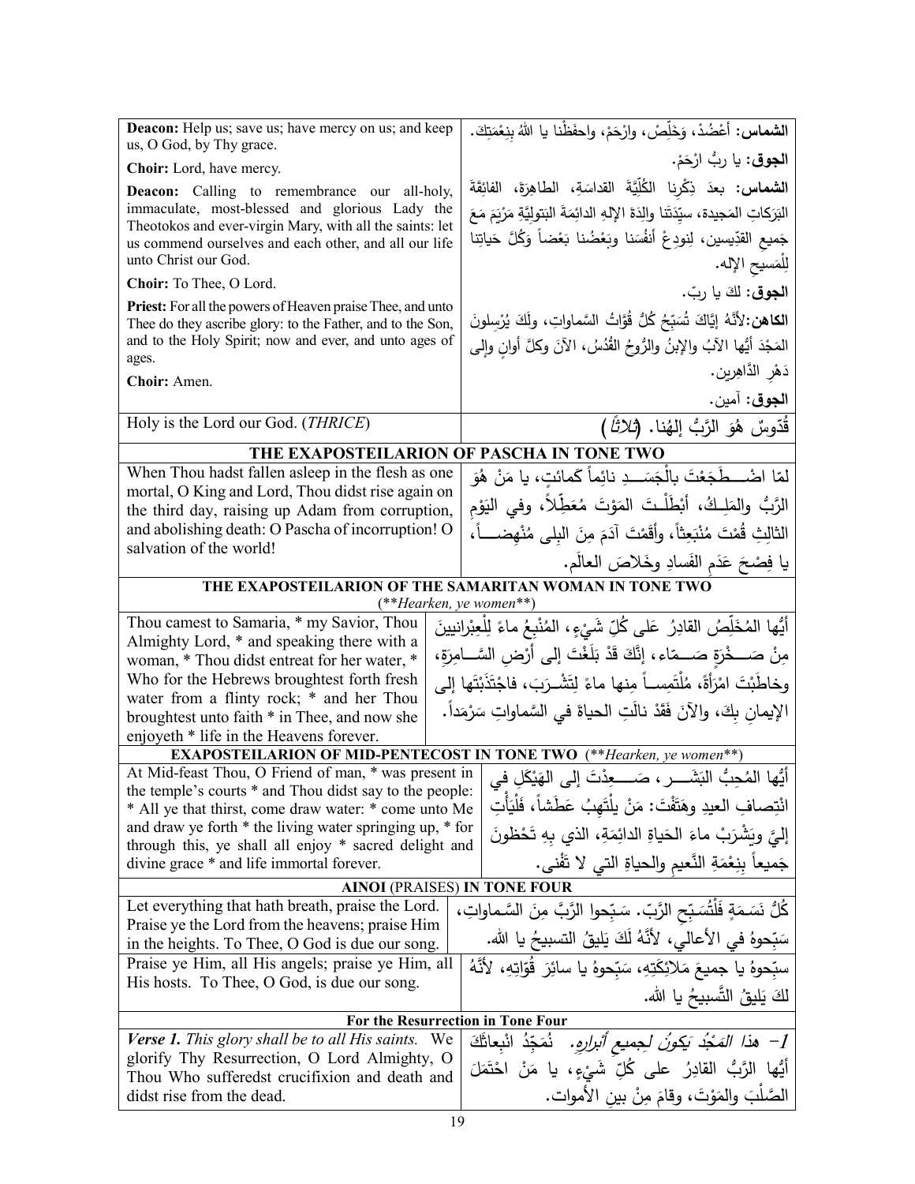| | |
|---|---|
| **Deacon:** Help us; save us; have mercy on us; and keep us, O God, by Thy grace.<br>**Choir:** Lord, have mercy.<br>**Deacon:** Calling to remembrance our all-holy, immaculate, most-blessed and glorious Lady the Theotokos and ever-virgin Mary, with all the saints: let us commend ourselves and each other, and all our life unto Christ our God.<br>**Choir:** To Thee, O Lord.<br>**Priest:** For all the powers of Heaven praise Thee, and unto Thee do they ascribe glory: to the Father, and to the Son, and to the Holy Spirit; now and ever, and unto ages of ages.<br>**Choir:** Amen. | **الشماس:** أَعْضُدْ، وَخَلِّصْ، وارْحَمْ، واحفَظْنا يا اللهُ بِنِعْمَتِكَ.<br>**الجوق:** يا ربُّ ارْحَمْ.<br>**الشماس:** بعدَ ذِكْرِنا الكُلِّيَّةَ القداسَةِ، الطاهِرَةَ، الفائِقَةَ البَرَكاتِ المَجيدة، سيِّدَتَنا والِدَةَ الإلهِ الدائِمَةَ البَتولِيَّةِ مَرْيَمَ مَعَ جَميعِ القدِّيسين، لِنودِعْ أَنفُسَنا وبَعْضُنا بَعْضاً وَكُلَّ حَياتِنا لِلْمَسيحِ الإله.<br>**الجوق:** لكَ يا ربّ.<br>**الكاهن:** لأَنَّهُ إِيَّاكَ تُسَبِّحُ كُلُّ قُوَّاتُ السَّماواتِ، ولَكَ يُرْسِلونَ المَجْدَ أَيُّها الآبُ والإبنُ والرُّوحُ القُدُسُ، الآنَ وكلَّ أوانٍ وإلى دَهْرِ الدَّاهِرين.<br>**الجوق:** آمين. |
| Holy is the Lord our God. (*THRICE*) | قُدّوسٌ هُوَ الرَّبُّ إلهُنا. (*ثلاثاً*) |

**THE EXAPOSTEILARION OF PASCHA IN TONE TWO**

| | |
|---|---|
| When Thou hadst fallen asleep in the flesh as one mortal, O King and Lord, Thou didst rise again on the third day, raising up Adam from corruption, and abolishing death: O Pascha of incorruption! O salvation of the world! | لمّا اضْطَجَعْتَ بالْجَسَدِ نائِماً كَمائتٍ، يا مَنْ هُوَ الرَّبُّ والمَلِكُ، أبْطَلْتَ المَوْتَ مُعَطِّلاً، وفي اليَوْمِ الثالِثِ قُمْتَ مُنْبَعِثاً، وأَقَمْتَ آدَمَ مِنَ البِلى مُنْهِضاً، يا فِصْحَ عَدَمِ الفَسادِ وخَلاصَ العالَم. |

**THE EXAPOSTEILARION OF THE SAMARITAN WOMAN IN TONE TWO**
(\*\*Hearken, ye women\*\*)

| | |
|---|---|
| Thou camest to Samaria, * my Savior, Thou Almighty Lord, * and speaking there with a woman, * Thou didst entreat for her water, * Who for the Hebrews broughtest forth fresh water from a flinty rock; * and her Thou broughtest unto faith * in Thee, and now she enjoyeth * life in the Heavens forever. | أيُّها المُخَلِّصُ القادِرُ عَلى كُلِّ شَيْءٍ، المُنْبِعُ ماءً لِلْعِبْرانِيينَ مِنْ صَخْرَةٍ صَمّاء، إنَّكَ قَدْ بَلَغْتَ إلى أرْضِ السَّامِرَةِ، وخاطَبْتَ امْرَأَةً، مُلْتَمِساً مِنها ماءً لِتَشْرَبَ، فاجْتَذَبْتَها إلى الإيمانِ بِكَ، والآنَ فَقَدْ نالَتِ الحياةَ في السَّماواتِ سَرْمَداً. |

**EXAPOSTEILARION OF MID-PENTECOST IN TONE TWO** (\*\*Hearken, ye women\*\*)

| | |
|---|---|
| At Mid-feast Thou, O Friend of man, * was present in the temple's courts * and Thou didst say to the people: * All ye that thirst, come draw water: * come unto Me and draw ye forth * the living water springing up, * for through this, ye shall all enjoy * sacred delight and divine grace * and life immortal forever. | أيُّها المُحِبُّ البَشَر، صَعِدْتَ إلى الهَيْكَلِ في انْتِصافِ العيدِ وهَتَفْتَ: مَنْ يلْتَهِبُ عَطَشاً، فَلْيَأْتِ إليَّ ويَشْرَبْ ماءَ الحَياةِ الدائِمَةِ، الذي بِهِ تَحْظونَ جَميعاً بِنِعْمَةِ النَّعيمِ والحياةِ التي لا تَفْنى. |

**AINOI (PRAISES) IN TONE FOUR**

| | |
|---|---|
| Let everything that hath breath, praise the Lord. Praise ye the Lord from the heavens; praise Him in the heights. To Thee, O God is due our song. | كُلُّ نَسَمَةٍ فَلْتُسَبِّحِ الرَّبّ. سَبِّحوا الرَّبَّ مِنَ السَّماواتِ، سَبِّحوهُ في الأعالي، لأنَّهُ لَكَ يَليقُ التسبيحُ يا الله. |
| Praise ye Him, all His angels; praise ye Him, all His hosts. To Thee, O God, is due our song. | سبِّحوهُ يا جميعَ مَلائِكَتِهِ، سَبِّحوهُ يا سائِرَ قُوّاتِهِ، لأنَّهُ لكَ يَليقُ التَّسبيحُ يا الله. |

**For the Resurrection in Tone Four**

| | |
|---|---|
| ***Verse 1.*** *This glory shall be to all His saints.* We glorify Thy Resurrection, O Lord Almighty, O Thou Who sufferedst crucifixion and death and didst rise from the dead. | *1- هذا المَجْدُ يَكونُ لِجميعِ أبرارِهِ.* نُمَجِّدُ انْبِعاثَكَ أيُّها الرَّبُّ القادِرُ على كُلِّ شَيْءٍ، يا مَنْ احْتَمَلَ الصَّلْبَ والمَوْتَ، وقامَ مِنْ بينِ الأَموات. |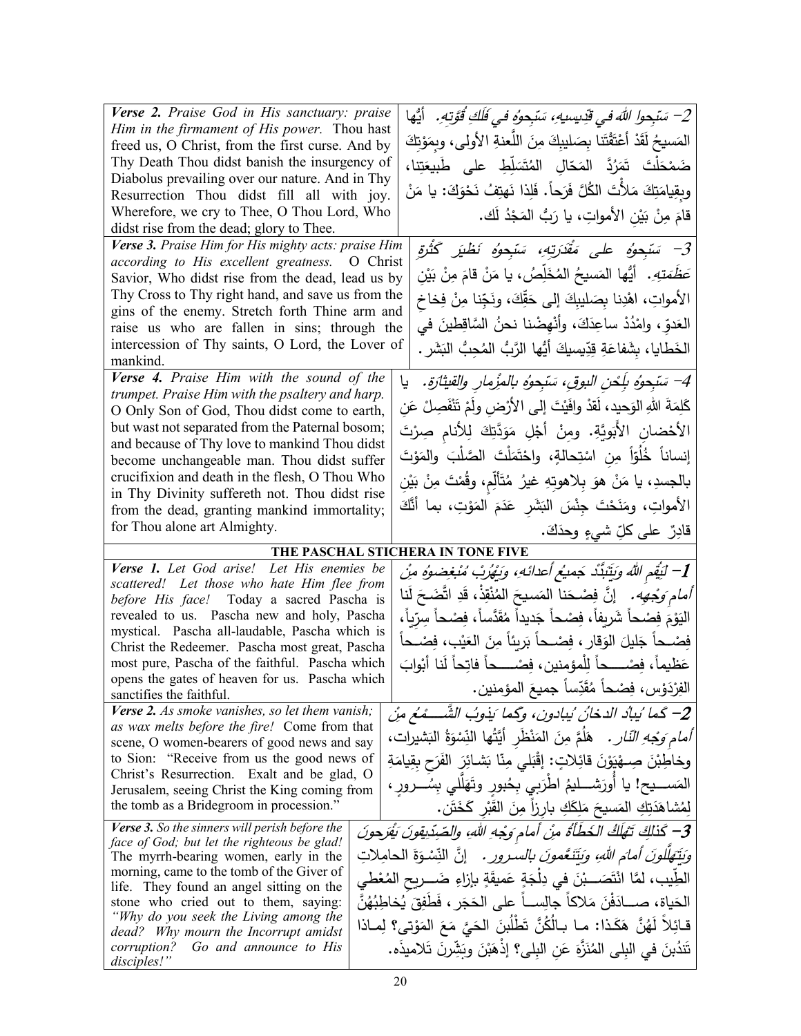| English | Arabic |
|---|---|
| ***Verse 2.*** *Praise God in His sanctuary: praise Him in the firmament of His power.* Thou hast freed us, O Christ, from the first curse. And by Thy Death Thou didst banish the insurgency of Diabolus prevailing over our nature. And in Thy Resurrection Thou didst fill all with joy. Wherefore, we cry to Thee, O Thou Lord, Who didst rise from the dead; glory to Thee. | *2– سَبّحوا اللهَ في قدِيسيهِ، سَبّحوهُ في فَلَكِ قُوَّتِهِ.* أيُّها المَسيحُ لَقَدْ أعْتَقْتَنا بِصَليبِكَ مِنَ اللَّعنةِ الأولى، وبِمَوْتِكَ ضَمْحَلْتَ تَمَرُّدَ المَحّالِ المُتَسَلِّطِ على طَبيعَتِنا، وبِقِيامَتِكَ مَلأْتَ الكُلَّ فَرَحاً. فَلِذا نَهتِفُ نَحْوَكَ: يا مَنْ قامَ مِنْ بَيْنِ الأمواتِ، يا رَبُّ المَجْدُ لَك. |
| ***Verse 3.*** *Praise Him for His mighty acts: praise Him according to His excellent greatness.* O Christ Savior, Who didst rise from the dead, lead us by Thy Cross to Thy right hand, and save us from the gins of the enemy. Stretch forth Thine arm and raise us who are fallen in sins; through the intercession of Thy saints, O Lord, the Lover of mankind. | *3– سَبّحوهُ على مَقْدَرَتِهِ، سَبّحوهُ نَظيرَ كَثْرةِ عَظَمَتِهِ.* أيُّها المَسيحُ المُخَلِّصُ، يا مَنْ قامَ مِنْ بَيْنِ الأمواتِ، اهْدِنا بِصَليبِكَ إلى حَقِّكَ، ونَجِّنا مِنْ فِخاخِ العَدوِّ، وامْدُدْ ساعِدَكَ، وأنْهِضْنا نحنُ السَّاقِطينَ في الخَطايا، بِشَفاعَةِ قِدّيسيكَ أيُّها الرَّبُّ المُحِبُّ البَشَر. |
| ***Verse 4.*** *Praise Him with the sound of the trumpet. Praise Him with the psaltery and harp.* O Only Son of God, Thou didst come to earth, but wast not separated from the Paternal bosom; and because of Thy love to mankind Thou didst become unchangeable man. Thou didst suffer crucifixion and death in the flesh, O Thou Who in Thy Divinity suffereth not. Thou didst rise from the dead, granting mankind immortality; for Thou alone art Almighty. | *4– سَبّحوهُ بِلَحْنِ البوقِ، سَبّحوهُ بالمِزْمارِ والقيثارَة.* يا كَلِمَةَ اللهِ الوَحيد، لَقدْ وافَيْتَ إلى الأرْضِ ولَمْ تَنْفَصِلْ عَنِ الأحْضانِ الأبَويَّةِ. ومِنْ أجْلِ مَوَدَّتِكَ لِلأنامِ صِرْتَ إنساناً خُلْوَاً مِن اسْتِحالةٍ، واحْتَمَلْتَ الصَّلْبَ والمَوْتَ بالجسدِ، يا مَنْ هوَ بِلاهوتِهِ غيرُ مُتَألِّمٍ، وقُمْتَ مِنْ بَيْنِ الأمواتِ، ومَنَحْتَ جِنْسَ البَشَرِ عَدَمَ المَوْتِ، بما أنَّكَ قادِرٌ على كلِّ شيءٍ وحدَكَ. |

**THE PASCHAL STICHERA IN TONE FIVE**

| English | Arabic |
|---|---|
| ***Verse 1.*** *Let God arise! Let His enemies be scattered! Let those who hate Him flee from before His face!* Today a sacred Pascha is revealed to us. Pascha new and holy, Pascha mystical. Pascha all-laudable, Pascha which is Christ the Redeemer. Pascha most great, Pascha most pure, Pascha of the faithful. Pascha which opens the gates of heaven for us. Pascha which sanctifies the faithful. | *1– لِيَقُمِ اللهُ وَيَتَبَدَّدْ جَميعُ أعدائهِ، وَيَهْرُبْ مُبْغِضوهُ مِنْ أمامِ وَجْهِهِ.* إنَّ فِصْحَنا المَسيحَ المُنْقِذْ، قَدِ اتَّضَحَ لَنا اليَوْمَ فِصْحاً شَريفاً، فِصْحاً جَديداً مُقَدَّساً، فِصْحاً سِرّياً، فِصْحاً جَليلَ الوَقارِ، فِصْحاً بَريئاً مِنَ العَيْبِ، فِصْحاً عَظيماً، فِصْحاً لِلْمؤمنين، فِصْحاً فاتِحاً لَنا أبْوابَ الفِرْدَوْس، فِصْحاً مُقَدِّساً جميعَ المؤمنين. |
| ***Verse 2.*** *As smoke vanishes, so let them vanish; as wax melts before the fire!* Come from that scene, O women-bearers of good news and say to Sion: "Receive from us the good news of Christ's Resurrection. Exalt and be glad, O Jerusalem, seeing Christ the King coming from the tomb as a Bridegroom in procession." | *2– كَما يُبادُ الدخانُ يُبادون، وكَما يَذوبُ الشَّمْعُ مِنْ أمامِ وَجْهِ النّار.* هَلُمَّ مِنَ المَنْظَرِ أيَّتُها النِّسْوَةُ البَشيرات، وخاطِبْنَ صِهْيَوْنَ قائِلاتٍ: إقْبَلي مِنّا بَشائِرَ الفَرَحِ بِقِيامَةِ المَسيح! يا أورَشَليمُ اطْرَبي بِحُبورٍ وتَهَلّلي بِسُرورٍ، لِمُشاهَدَتِكِ المَسيحَ مَلِكَكِ بارِزاً مِنَ القَبْرِ كَخَتَن. |
| ***Verse 3.*** *So the sinners will perish before the face of God; but let the righteous be glad!* The myrrh-bearing women, early in the morning, came to the tomb of the Giver of life. They found an angel sitting on the stone who cried out to them, saying: *"Why do you seek the Living among the dead? Why mourn the Incorrupt amidst corruption? Go and announce to His disciples!"* | *3– كَذلِكَ تَهْلَكُ الخَطَأةُ مِنْ أمامِ وَجْهِ اللهِ، والصِّدّيقونَ يَفْرحونَ وَيَتَهَلَّلونَ أمامَ اللهِ، وَيَتَنَعَّمونَ بالسرور.* إنَّ النِّسْوَةَ الحامِلاتِ الطِّيبِ، لمَّا انْتَصَبْنَ في دِلْجَةٍ عَميقَةٍ بإزاءِ ضَريحِ المُعْطي الحَياة، صادَفْنَ مَلاكاً جالِساً على الحَجَرِ، فَطَفِقَ يُخاطِبُهُنَّ قائِلاً لَهُنَّ هَكَذا: ما بالُكُنَّ تَطْلُبْنَ الحَيَّ مَعَ المَوْتى؟ لِماذا تَنْدُبنَ في البِلى المُنَزَّهَ عَنِ البِلى؟ إذْهَبْنَ وبَشِّرنَ تَلاميذَه. |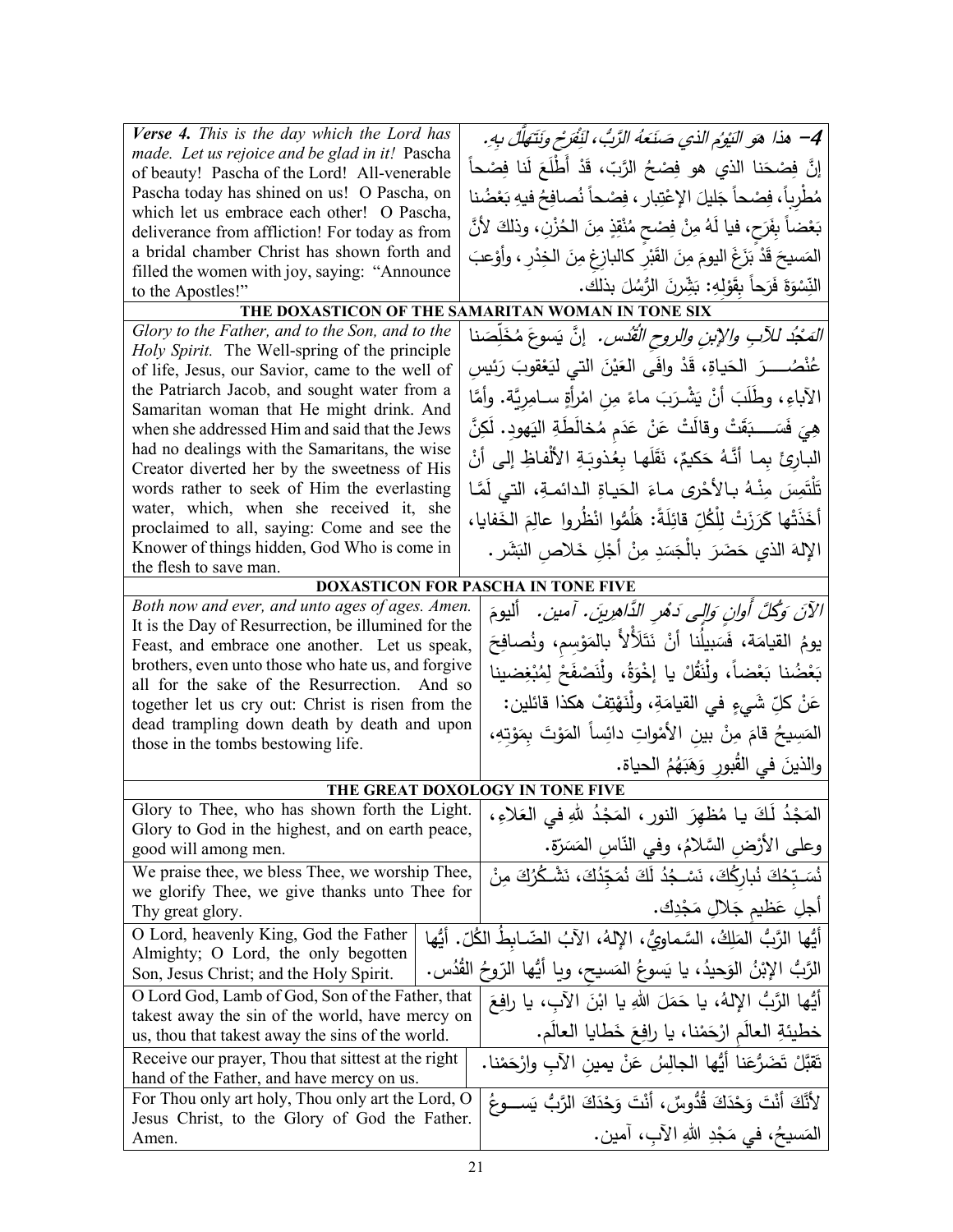| English | Arabic |
|---|---|
| ***Verse 4.*** *This is the day which the Lord has made. Let us rejoice and be glad in it!* Pascha of beauty! Pascha of the Lord! All-venerable Pascha today has shined on us! O Pascha, on which let us embrace each other! O Pascha, deliverance from affliction! For today as from a bridal chamber Christ has shown forth and filled the women with joy, saying: "Announce to the Apostles!" | *4– هذا هو اليَوْمُ الذي صَنَعَهُ الرَّبُّ، لِنَفْرَحْ وَنَتَهَلَّلْ بِهِ.* إنَّ فِصْحَنا الذي هو فِصْحُ الرَّبّ، قَدْ أَطْلَعَ لَنا فِصْحاً مُطْرِباً، فِصْحاً جَليلَ الإعْتِبار، فِصْحاً نُصافِحُ فيهِ بَعْضُنا بَعْضاً بِفَرَح، فيا لَهُ مِنْ فِصْحٍ مُنْقِذٍ مِنَ الحُزْنِ، وذلكَ لأنَّ المَسيحَ قَدْ بَزَغَ اليومَ مِنَ القَبْرِ كالبازِغِ مِنَ الخِدْرِ، وأَوْعَبَ النِّسْوَةَ فَرَحاً بِقَوْلِهِ: بَشِّرنَ الرُّسُلَ بذلك. |

**THE DOXASTICON OF THE SAMARITAN WOMAN IN TONE SIX**

| English | Arabic |
|---|---|
| *Glory to the Father, and to the Son, and to the Holy Spirit.* The Well-spring of the principle of life, Jesus, our Savior, came to the well of the Patriarch Jacob, and sought water from a Samaritan woman that He might drink. And when she addressed Him and said that the Jews had no dealings with the Samaritans, the wise Creator diverted her by the sweetness of His words rather to seek of Him the everlasting water, which, when she received it, she proclaimed to all, saying: Come and see the Knower of things hidden, God Who is come in the flesh to save man. | *المَجْدُ للآبِ والإبنِ والروحِ القُدُس.* إنَّ يَسوعَ مُخَلِّصَنا عُنْصُرَ الحَياةِ، قَدْ وافَى العَيْنَ التي لِيَعْقوبَ رَئيسِ الآباءِ، وطَلَبَ أنْ يَشْرَبَ ماءً مِن امْرأَةٍ سامِرِيَّة. وأَمَّا هِيَ فَسَبَقَتْ وقالَتْ عَنْ عَدَمِ مُخالَطَةِ اليَهودِ. لَكِنَّ البارِئَ بِما أَنَّهُ حَكيمٌ، نَقَلَها بِعُذوبَةِ الأَلْفاظِ إلى أنْ تَلْتَمِسَ مِنْهُ بالأَحْرى ماءَ الحَياةِ الدائمةِ، التي لَمَّا أَخَذَتْها كَرَزَتْ لِلْكُلِّ قائِلَةً: هَلُمُّوا انْظُروا عالِمَ الخَفايا، الإلهَ الذي حَضَرَ بالْجَسَدِ مِنْ أَجْلِ خَلاصِ البَشَر. |

**DOXASTICON FOR PASCHA IN TONE FIVE**

| English | Arabic |
|---|---|
| *Both now and ever, and unto ages of ages. Amen.* It is the Day of Resurrection, be illumined for the Feast, and embrace one another. Let us speak, brothers, even unto those who hate us, and forgive all for the sake of the Resurrection. And so together let us cry out: Christ is risen from the dead trampling down death by death and upon those in the tombs bestowing life. | *الآنَ وَكُلَّ أَوانٍ وإلى دَهْرِ الدَّاهِرِين. آمين.* أليومَ يومُ القيامَةِ، فَسَبيلُنا أنْ نَتَلأْلأَ بالمَوْسِمِ، ونُصافِحَ بَعْضُنا بَعْضاً، ولْنَقُلْ يا إخْوَةُ، ولْنَصْفَحْ لِمُبْغِضينا عَنْ كلِّ شَيءٍ في القيامَةِ، ولْنَهْتِفْ هكذا قائلين: المَسيحُ قامَ مِنْ بينِ الأمْواتِ دائِساً المَوْتَ بِمَوْتِهِ، والذينَ في القُبورِ وَهَبَهُمُ الحياة. |

**THE GREAT DOXOLOGY IN TONE FIVE**

| English | Arabic |
|---|---|
| Glory to Thee, who has shown forth the Light. Glory to God in the highest, and on earth peace, good will among men. | المَجْدُ لَكَ يا مُظهِرَ النور، المَجْدُ للهِ في العَلاءِ، وعلى الأرْضِ السَّلامُ، وفي النّاسِ المَسَرّة. |
| We praise thee, we bless Thee, we worship Thee, we glorify Thee, we give thanks unto Thee for Thy great glory. | نُسَبِّحُكَ نُبارِكُكَ، نَسْجُدُ لَكَ نُمَجِّدُكَ، نَشْكُرُكَ مِنْ أجلِ عَظيمِ جَلالِ مَجْدِك. |
| O Lord, heavenly King, God the Father Almighty; O Lord, the only begotten Son, Jesus Christ; and the Holy Spirit. | أيُّها الرَّبُّ المَلِكُ، السَّماويُّ، الإلهُ، الآبُ الضّابِطُ الكُلّ. أيُّها الرَّبُّ الإبْنُ الوَحيدُ، يا يَسوعُ المَسيح، ويا أيُّها الرّوحُ القُدُس. |
| O Lord God, Lamb of God, Son of the Father, that takest away the sin of the world, have mercy on us, thou that takest away the sins of the world. | أيُّها الرَّبُّ الإلهُ، يا حَمَلَ اللهِ يا ابْنَ الآبِ، يا رافِعَ خطيئةِ العالَمِ ارْحَمْنا، يا رافِعَ خَطايا العالَم. |
| Receive our prayer, Thou that sittest at the right hand of the Father, and have mercy on us. | تَقَبَّلْ تَضَرُّعَنا أيُّها الجالِسُ عَنْ يمينِ الآبِ وارْحَمْنا. |
| For Thou only art holy, Thou only art the Lord, O Jesus Christ, to the Glory of God the Father. Amen. | لأنَّكَ أنتَ وَحْدَكَ قُدُّوسٌ، أنْتَ وَحْدَكَ الرَّبُّ يَسوعُ المَسيحُ، في مَجْدِ اللهِ الآبِ، آمين. |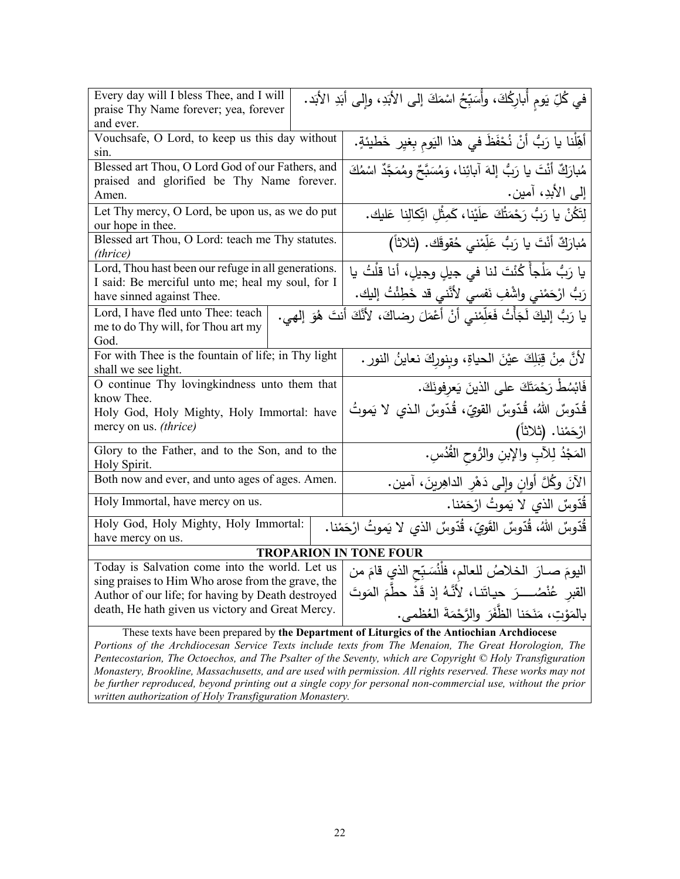| | |
|---|---|
| Every day will I bless Thee, and I will praise Thy Name forever; yea, forever and ever. | في كُلِّ يَومٍ أُبارِكُكَ، وأُسَبِّحُ اسْمَكَ إلى الأبَدِ، وإلى أبَدِ الأبَد. |
| Vouchsafe, O Lord, to keep us this day without sin. | أَهِّلْنا يا رَبُّ أنْ نُحْفَظَ في هذا اليَومِ بِغيرِ خَطيئةٍ. |
| Blessed art Thou, O Lord God of our Fathers, and praised and glorified be Thy Name forever. Amen. | مُبارَكٌ أنْتَ يا رَبُّ إلهَ آبائِنا، وَمُسَبَّحٌ ومُمَجَّدٌ اسْمُكَ إلى الأبدِ، آمين. |
| Let Thy mercy, O Lord, be upon us, as we do put our hope in thee. | لِتَكُنْ يا رَبُّ رَحْمَتُكَ علَيْنا، كَمِثْلِ اتِّكالِنا عَليك. |
| Blessed art Thou, O Lord: teach me Thy statutes. *(thrice)* | مُبارَكٌ أنْتَ يا رَبُّ عَلِّمْني حُقوقَك. (ثلاثاً) |
| Lord, Thou hast been our refuge in all generations. I said: Be merciful unto me; heal my soul, for I have sinned against Thee. | يا رَبُّ مَلْجأً كُنْتَ لنا في جيلٍ وجيلٍ، أنا قلْتُ يا رَبُّ ارْحَمْني واشْفِ نَفسي لأنَّني قد خَطِئْتُ إليك. |
| Lord, I have fled unto Thee: teach me to do Thy will, for Thou art my God. | يا رَبُّ إليكَ لَجَأْتُ فَعَلِّمْني أنْ أَعْمَلَ رضاكَ، لأنَّكَ أنتَ هُوَ إلهي. |
| For with Thee is the fountain of life; in Thy light shall we see light. | لأنَّ مِنْ قِبَلِكَ عيْنَ الحياةِ، وبِنورِكَ نعاينُ النور. |
| O continue Thy lovingkindness unto them that know Thee.<br>Holy God, Holy Mighty, Holy Immortal: have mercy on us. *(thrice)* | فَابْسُطْ رَحْمَتَكَ على الذينَ يَعرِفونَكَ.<br>قُدّوسٌ اللهُ، قُدّوسٌ القويّ، قُدّوسٌ الذي لا يَموتُ ارْحَمْنا. (ثلاثاً) |
| Glory to the Father, and to the Son, and to the Holy Spirit. | المَجْدُ لِلآبِ والإبنِ والرُّوحِ القُدُس. |
| Both now and ever, and unto ages of ages. Amen. | الآنَ وكُلَّ أوانٍ وإلى دَهْرِ الداهِرينَ، آمين. |
| Holy Immortal, have mercy on us. | قُدّوسٌ الذي لا يَموتُ ارْحَمْنا. |
| Holy God, Holy Mighty, Holy Immortal: have mercy on us. | قُدّوسٌ اللهُ، قُدّوسٌ القَويّ، قُدّوسٌ الذي لا يَموتُ ارْحَمْنا. |

**TROPARION IN TONE FOUR**

| | |
|---|---|
| Today is Salvation come into the world. Let us sing praises to Him Who arose from the grave, the Author of our life; for having by Death destroyed death, He hath given us victory and Great Mercy. | اليومَ صـارَ الخلاصُ للعالمِ، فلْنُسَبِّحِ الذي قامَ من القبرِ عُنْصُـرَ حياتنا، لأنَّهُ إذ قَدْ حطَّمَ المَوتَ بالمَوْتِ، مَنَحَنا الظَّفَرَ والرَّحْمَةَ العُظمى. |

These texts have been prepared by **the Department of Liturgics of the Antiochian Archdiocese**

*Portions of the Archdiocesan Service Texts include texts from The Menaion, The Great Horologion, The Pentecostarion, The Octoechos, and The Psalter of the Seventy, which are Copyright © Holy Transfiguration Monastery, Brookline, Massachusetts, and are used with permission. All rights reserved. These works may not be further reproduced, beyond printing out a single copy for personal non-commercial use, without the prior written authorization of Holy Transfiguration Monastery.*